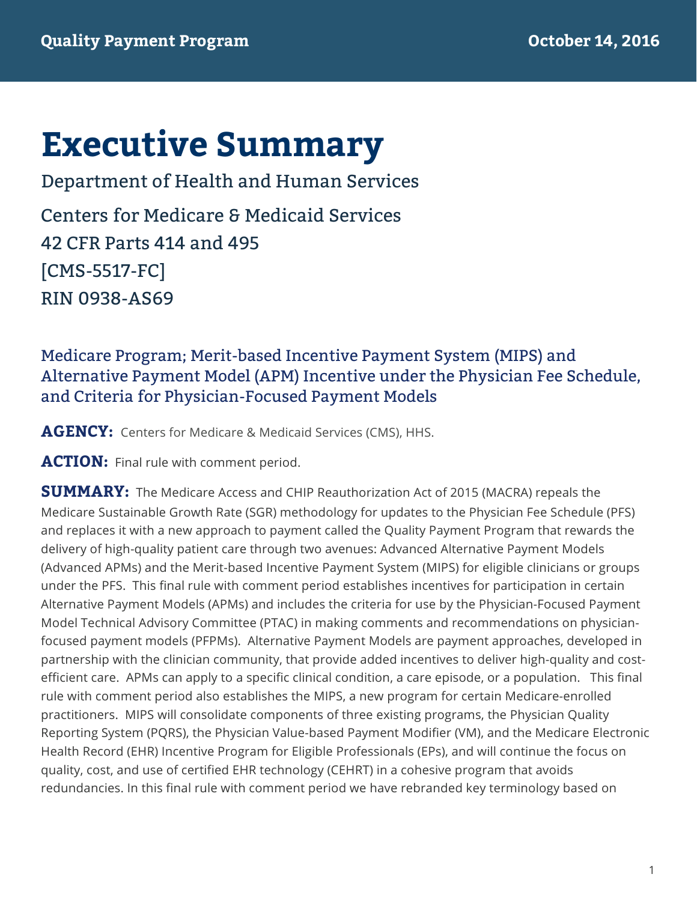# Executive Summary

Department of Health and Human Services

Centers for Medicare & Medicaid Services
42 CFR Parts 414 and 495
[CMS-5517-FC]
RIN 0938-AS69

## Medicare Program; Merit-based Incentive Payment System (MIPS) and Alternative Payment Model (APM) Incentive under the Physician Fee Schedule, and Criteria for Physician-Focused Payment Models

**AGENCY:** Centers for Medicare & Medicaid Services (CMS), HHS.

**ACTION:** Final rule with comment period.

**SUMMARY:** The Medicare Access and CHIP Reauthorization Act of 2015 (MACRA) repeals the Medicare Sustainable Growth Rate (SGR) methodology for updates to the Physician Fee Schedule (PFS) and replaces it with a new approach to payment called the Quality Payment Program that rewards the delivery of high-quality patient care through two avenues: Advanced Alternative Payment Models (Advanced APMs) and the Merit-based Incentive Payment System (MIPS) for eligible clinicians or groups under the PFS. This final rule with comment period establishes incentives for participation in certain Alternative Payment Models (APMs) and includes the criteria for use by the Physician-Focused Payment Model Technical Advisory Committee (PTAC) in making comments and recommendations on physician-focused payment models (PFPMs). Alternative Payment Models are payment approaches, developed in partnership with the clinician community, that provide added incentives to deliver high-quality and cost-efficient care. APMs can apply to a specific clinical condition, a care episode, or a population. This final rule with comment period also establishes the MIPS, a new program for certain Medicare-enrolled practitioners. MIPS will consolidate components of three existing programs, the Physician Quality Reporting System (PQRS), the Physician Value-based Payment Modifier (VM), and the Medicare Electronic Health Record (EHR) Incentive Program for Eligible Professionals (EPs), and will continue the focus on quality, cost, and use of certified EHR technology (CEHRT) in a cohesive program that avoids redundancies. In this final rule with comment period we have rebranded key terminology based on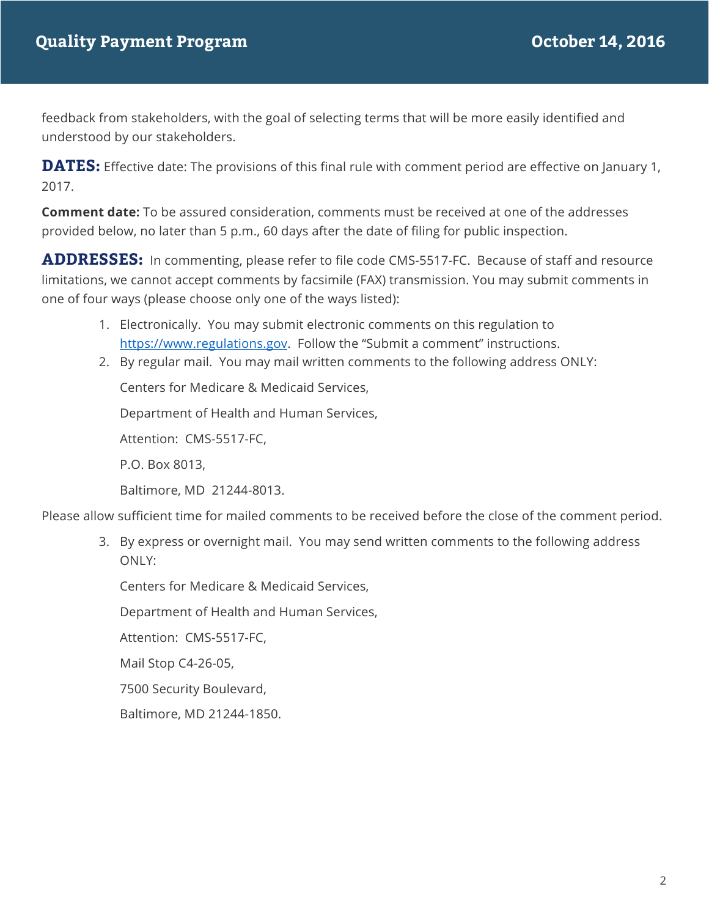feedback from stakeholders, with the goal of selecting terms that will be more easily identified and understood by our stakeholders.

**DATES:** Effective date: The provisions of this final rule with comment period are effective on January 1, 2017.

**Comment date:** To be assured consideration, comments must be received at one of the addresses provided below, no later than 5 p.m., 60 days after the date of filing for public inspection.

**ADDRESSES:** In commenting, please refer to file code CMS-5517-FC. Because of staff and resource limitations, we cannot accept comments by facsimile (FAX) transmission. You may submit comments in one of four ways (please choose only one of the ways listed):

1. Electronically. You may submit electronic comments on this regulation to https://www.regulations.gov. Follow the "Submit a comment" instructions.
2. By regular mail. You may mail written comments to the following address ONLY:

   Centers for Medicare & Medicaid Services,

   Department of Health and Human Services,

   Attention: CMS-5517-FC,

   P.O. Box 8013,

   Baltimore, MD 21244-8013.

Please allow sufficient time for mailed comments to be received before the close of the comment period.

3. By express or overnight mail. You may send written comments to the following address ONLY:

   Centers for Medicare & Medicaid Services,

   Department of Health and Human Services,

   Attention: CMS-5517-FC,

   Mail Stop C4-26-05,

   7500 Security Boulevard,

   Baltimore, MD 21244-1850.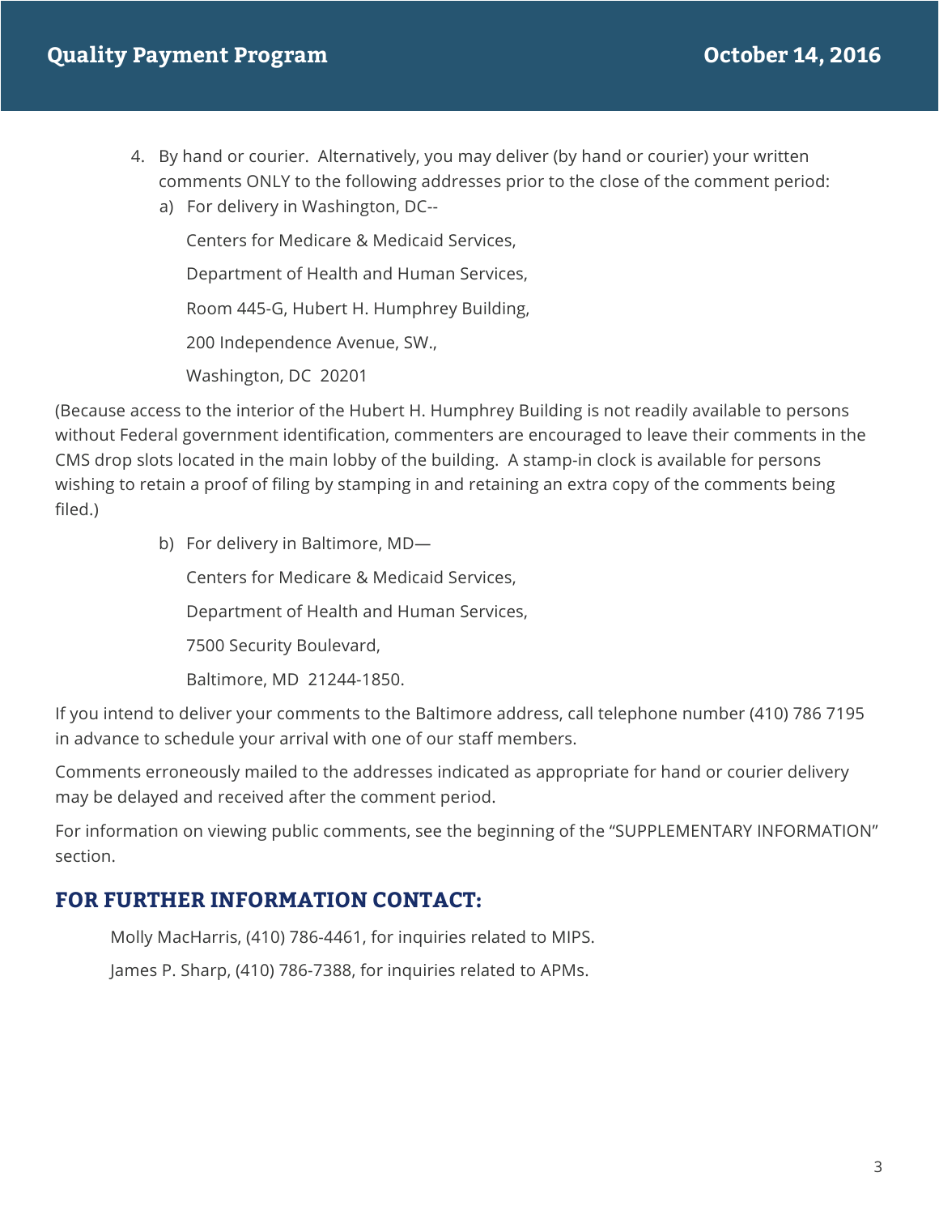4. By hand or courier. Alternatively, you may deliver (by hand or courier) your written comments ONLY to the following addresses prior to the close of the comment period:

   a) For delivery in Washington, DC--

      Centers for Medicare & Medicaid Services,

      Department of Health and Human Services,

      Room 445-G, Hubert H. Humphrey Building,

      200 Independence Avenue, SW.,

      Washington, DC 20201

(Because access to the interior of the Hubert H. Humphrey Building is not readily available to persons without Federal government identification, commenters are encouraged to leave their comments in the CMS drop slots located in the main lobby of the building. A stamp-in clock is available for persons wishing to retain a proof of filing by stamping in and retaining an extra copy of the comments being filed.)

   b) For delivery in Baltimore, MD—

      Centers for Medicare & Medicaid Services,

      Department of Health and Human Services,

      7500 Security Boulevard,

      Baltimore, MD 21244-1850.

If you intend to deliver your comments to the Baltimore address, call telephone number (410) 786 7195 in advance to schedule your arrival with one of our staff members.

Comments erroneously mailed to the addresses indicated as appropriate for hand or courier delivery may be delayed and received after the comment period.

For information on viewing public comments, see the beginning of the "SUPPLEMENTARY INFORMATION" section.

## FOR FURTHER INFORMATION CONTACT:

Molly MacHarris, (410) 786-4461, for inquiries related to MIPS.

James P. Sharp, (410) 786-7388, for inquiries related to APMs.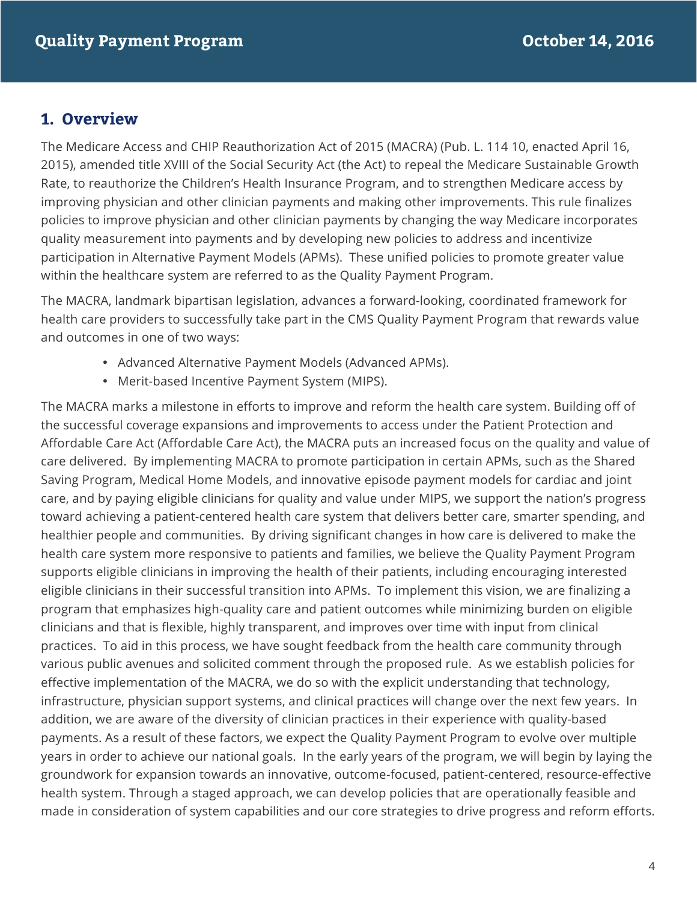## 1. Overview

The Medicare Access and CHIP Reauthorization Act of 2015 (MACRA) (Pub. L. 114 10, enacted April 16, 2015), amended title XVIII of the Social Security Act (the Act) to repeal the Medicare Sustainable Growth Rate, to reauthorize the Children's Health Insurance Program, and to strengthen Medicare access by improving physician and other clinician payments and making other improvements. This rule finalizes policies to improve physician and other clinician payments by changing the way Medicare incorporates quality measurement into payments and by developing new policies to address and incentivize participation in Alternative Payment Models (APMs). These unified policies to promote greater value within the healthcare system are referred to as the Quality Payment Program.

The MACRA, landmark bipartisan legislation, advances a forward-looking, coordinated framework for health care providers to successfully take part in the CMS Quality Payment Program that rewards value and outcomes in one of two ways:

- Advanced Alternative Payment Models (Advanced APMs).
- Merit-based Incentive Payment System (MIPS).

The MACRA marks a milestone in efforts to improve and reform the health care system. Building off of the successful coverage expansions and improvements to access under the Patient Protection and Affordable Care Act (Affordable Care Act), the MACRA puts an increased focus on the quality and value of care delivered. By implementing MACRA to promote participation in certain APMs, such as the Shared Saving Program, Medical Home Models, and innovative episode payment models for cardiac and joint care, and by paying eligible clinicians for quality and value under MIPS, we support the nation's progress toward achieving a patient-centered health care system that delivers better care, smarter spending, and healthier people and communities. By driving significant changes in how care is delivered to make the health care system more responsive to patients and families, we believe the Quality Payment Program supports eligible clinicians in improving the health of their patients, including encouraging interested eligible clinicians in their successful transition into APMs. To implement this vision, we are finalizing a program that emphasizes high-quality care and patient outcomes while minimizing burden on eligible clinicians and that is flexible, highly transparent, and improves over time with input from clinical practices. To aid in this process, we have sought feedback from the health care community through various public avenues and solicited comment through the proposed rule. As we establish policies for effective implementation of the MACRA, we do so with the explicit understanding that technology, infrastructure, physician support systems, and clinical practices will change over the next few years. In addition, we are aware of the diversity of clinician practices in their experience with quality-based payments. As a result of these factors, we expect the Quality Payment Program to evolve over multiple years in order to achieve our national goals. In the early years of the program, we will begin by laying the groundwork for expansion towards an innovative, outcome-focused, patient-centered, resource-effective health system. Through a staged approach, we can develop policies that are operationally feasible and made in consideration of system capabilities and our core strategies to drive progress and reform efforts.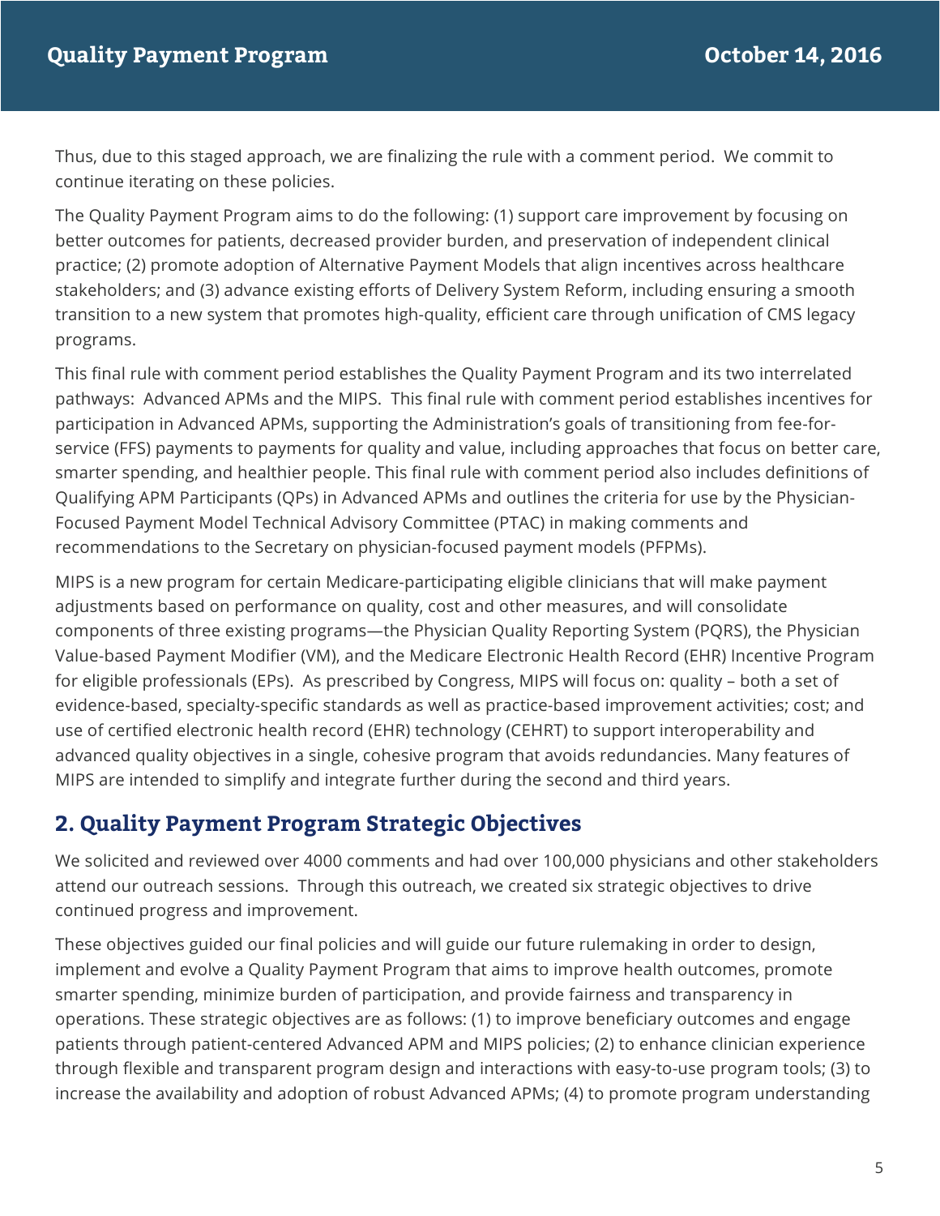Thus, due to this staged approach, we are finalizing the rule with a comment period. We commit to continue iterating on these policies.

The Quality Payment Program aims to do the following: (1) support care improvement by focusing on better outcomes for patients, decreased provider burden, and preservation of independent clinical practice; (2) promote adoption of Alternative Payment Models that align incentives across healthcare stakeholders; and (3) advance existing efforts of Delivery System Reform, including ensuring a smooth transition to a new system that promotes high-quality, efficient care through unification of CMS legacy programs.

This final rule with comment period establishes the Quality Payment Program and its two interrelated pathways: Advanced APMs and the MIPS. This final rule with comment period establishes incentives for participation in Advanced APMs, supporting the Administration's goals of transitioning from fee-for-service (FFS) payments to payments for quality and value, including approaches that focus on better care, smarter spending, and healthier people. This final rule with comment period also includes definitions of Qualifying APM Participants (QPs) in Advanced APMs and outlines the criteria for use by the Physician-Focused Payment Model Technical Advisory Committee (PTAC) in making comments and recommendations to the Secretary on physician-focused payment models (PFPMs).

MIPS is a new program for certain Medicare-participating eligible clinicians that will make payment adjustments based on performance on quality, cost and other measures, and will consolidate components of three existing programs—the Physician Quality Reporting System (PQRS), the Physician Value-based Payment Modifier (VM), and the Medicare Electronic Health Record (EHR) Incentive Program for eligible professionals (EPs). As prescribed by Congress, MIPS will focus on: quality – both a set of evidence-based, specialty-specific standards as well as practice-based improvement activities; cost; and use of certified electronic health record (EHR) technology (CEHRT) to support interoperability and advanced quality objectives in a single, cohesive program that avoids redundancies. Many features of MIPS are intended to simplify and integrate further during the second and third years.

## 2. Quality Payment Program Strategic Objectives

We solicited and reviewed over 4000 comments and had over 100,000 physicians and other stakeholders attend our outreach sessions. Through this outreach, we created six strategic objectives to drive continued progress and improvement.

These objectives guided our final policies and will guide our future rulemaking in order to design, implement and evolve a Quality Payment Program that aims to improve health outcomes, promote smarter spending, minimize burden of participation, and provide fairness and transparency in operations. These strategic objectives are as follows: (1) to improve beneficiary outcomes and engage patients through patient-centered Advanced APM and MIPS policies; (2) to enhance clinician experience through flexible and transparent program design and interactions with easy-to-use program tools; (3) to increase the availability and adoption of robust Advanced APMs; (4) to promote program understanding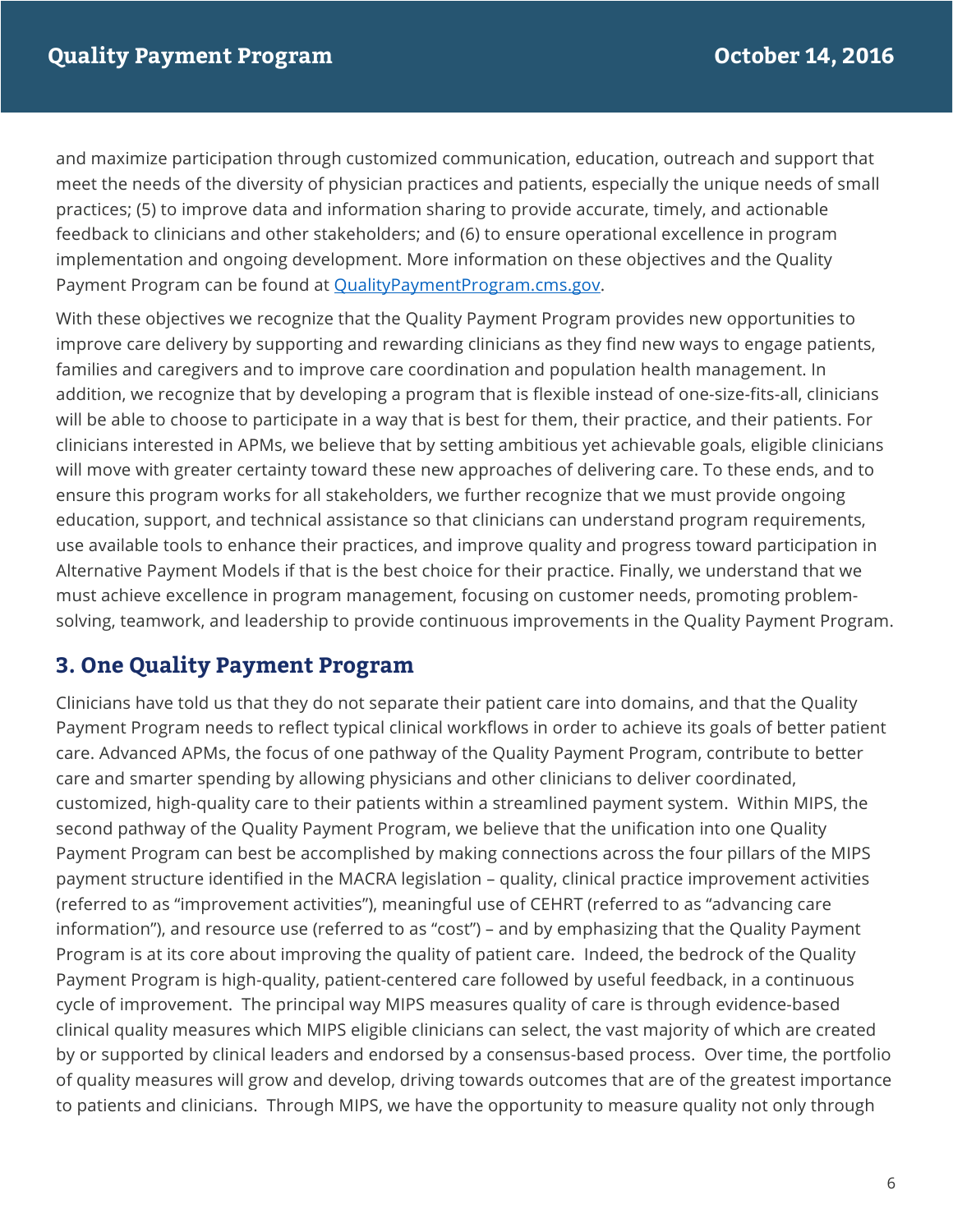and maximize participation through customized communication, education, outreach and support that meet the needs of the diversity of physician practices and patients, especially the unique needs of small practices; (5) to improve data and information sharing to provide accurate, timely, and actionable feedback to clinicians and other stakeholders; and (6) to ensure operational excellence in program implementation and ongoing development. More information on these objectives and the Quality Payment Program can be found at [QualityPaymentProgram.cms.gov](https://QualityPaymentProgram.cms.gov).

With these objectives we recognize that the Quality Payment Program provides new opportunities to improve care delivery by supporting and rewarding clinicians as they find new ways to engage patients, families and caregivers and to improve care coordination and population health management. In addition, we recognize that by developing a program that is flexible instead of one-size-fits-all, clinicians will be able to choose to participate in a way that is best for them, their practice, and their patients. For clinicians interested in APMs, we believe that by setting ambitious yet achievable goals, eligible clinicians will move with greater certainty toward these new approaches of delivering care. To these ends, and to ensure this program works for all stakeholders, we further recognize that we must provide ongoing education, support, and technical assistance so that clinicians can understand program requirements, use available tools to enhance their practices, and improve quality and progress toward participation in Alternative Payment Models if that is the best choice for their practice. Finally, we understand that we must achieve excellence in program management, focusing on customer needs, promoting problem-solving, teamwork, and leadership to provide continuous improvements in the Quality Payment Program.

## 3. One Quality Payment Program

Clinicians have told us that they do not separate their patient care into domains, and that the Quality Payment Program needs to reflect typical clinical workflows in order to achieve its goals of better patient care. Advanced APMs, the focus of one pathway of the Quality Payment Program, contribute to better care and smarter spending by allowing physicians and other clinicians to deliver coordinated, customized, high-quality care to their patients within a streamlined payment system. Within MIPS, the second pathway of the Quality Payment Program, we believe that the unification into one Quality Payment Program can best be accomplished by making connections across the four pillars of the MIPS payment structure identified in the MACRA legislation – quality, clinical practice improvement activities (referred to as "improvement activities"), meaningful use of CEHRT (referred to as "advancing care information"), and resource use (referred to as "cost") – and by emphasizing that the Quality Payment Program is at its core about improving the quality of patient care. Indeed, the bedrock of the Quality Payment Program is high-quality, patient-centered care followed by useful feedback, in a continuous cycle of improvement. The principal way MIPS measures quality of care is through evidence-based clinical quality measures which MIPS eligible clinicians can select, the vast majority of which are created by or supported by clinical leaders and endorsed by a consensus-based process. Over time, the portfolio of quality measures will grow and develop, driving towards outcomes that are of the greatest importance to patients and clinicians. Through MIPS, we have the opportunity to measure quality not only through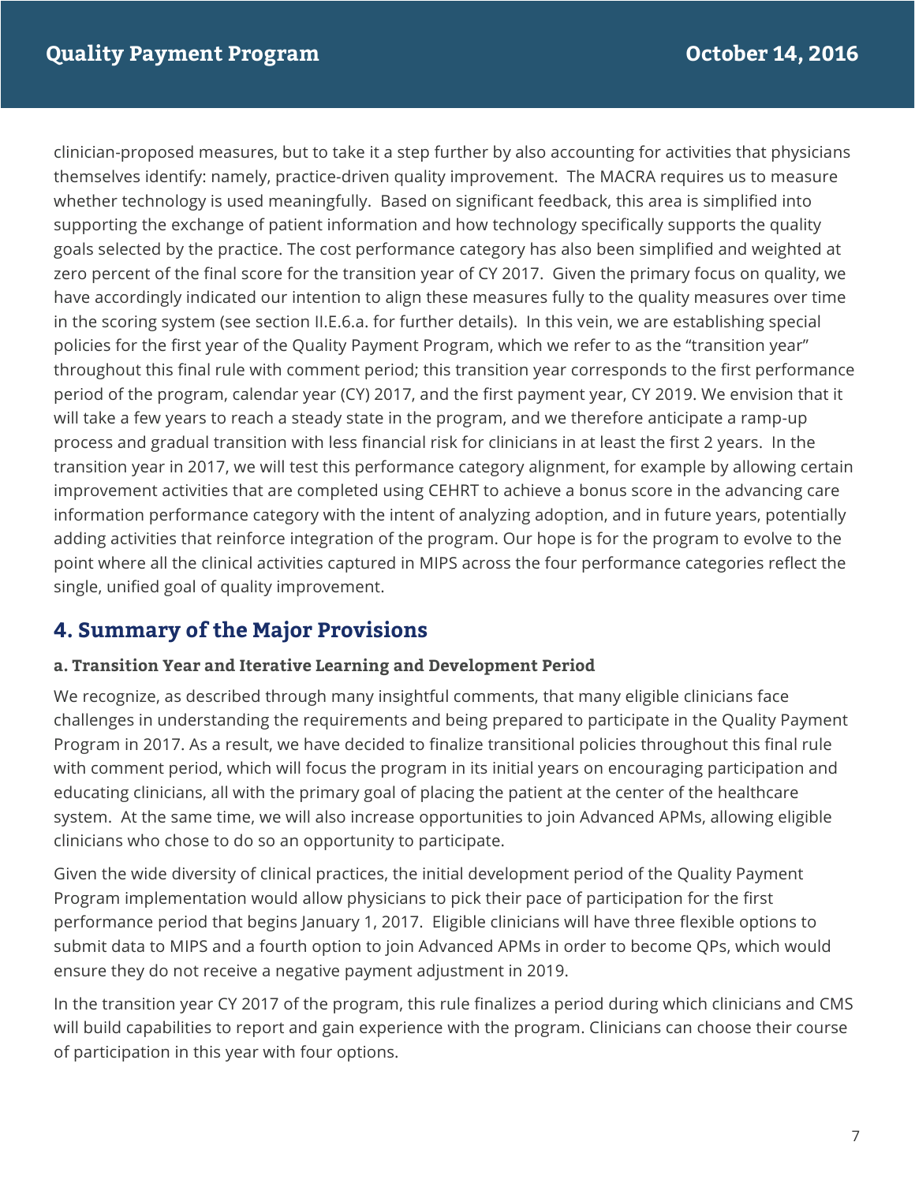clinician-proposed measures, but to take it a step further by also accounting for activities that physicians themselves identify: namely, practice-driven quality improvement. The MACRA requires us to measure whether technology is used meaningfully. Based on significant feedback, this area is simplified into supporting the exchange of patient information and how technology specifically supports the quality goals selected by the practice. The cost performance category has also been simplified and weighted at zero percent of the final score for the transition year of CY 2017. Given the primary focus on quality, we have accordingly indicated our intention to align these measures fully to the quality measures over time in the scoring system (see section II.E.6.a. for further details). In this vein, we are establishing special policies for the first year of the Quality Payment Program, which we refer to as the "transition year" throughout this final rule with comment period; this transition year corresponds to the first performance period of the program, calendar year (CY) 2017, and the first payment year, CY 2019. We envision that it will take a few years to reach a steady state in the program, and we therefore anticipate a ramp-up process and gradual transition with less financial risk for clinicians in at least the first 2 years. In the transition year in 2017, we will test this performance category alignment, for example by allowing certain improvement activities that are completed using CEHRT to achieve a bonus score in the advancing care information performance category with the intent of analyzing adoption, and in future years, potentially adding activities that reinforce integration of the program. Our hope is for the program to evolve to the point where all the clinical activities captured in MIPS across the four performance categories reflect the single, unified goal of quality improvement.

## 4. Summary of the Major Provisions

### a. Transition Year and Iterative Learning and Development Period

We recognize, as described through many insightful comments, that many eligible clinicians face challenges in understanding the requirements and being prepared to participate in the Quality Payment Program in 2017. As a result, we have decided to finalize transitional policies throughout this final rule with comment period, which will focus the program in its initial years on encouraging participation and educating clinicians, all with the primary goal of placing the patient at the center of the healthcare system. At the same time, we will also increase opportunities to join Advanced APMs, allowing eligible clinicians who chose to do so an opportunity to participate.

Given the wide diversity of clinical practices, the initial development period of the Quality Payment Program implementation would allow physicians to pick their pace of participation for the first performance period that begins January 1, 2017. Eligible clinicians will have three flexible options to submit data to MIPS and a fourth option to join Advanced APMs in order to become QPs, which would ensure they do not receive a negative payment adjustment in 2019.

In the transition year CY 2017 of the program, this rule finalizes a period during which clinicians and CMS will build capabilities to report and gain experience with the program. Clinicians can choose their course of participation in this year with four options.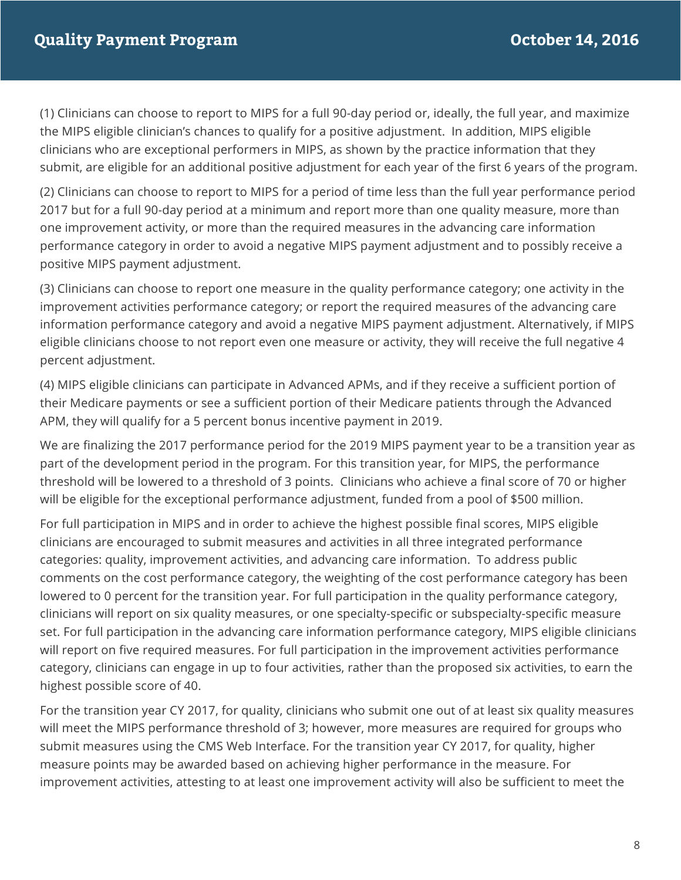(1) Clinicians can choose to report to MIPS for a full 90-day period or, ideally, the full year, and maximize the MIPS eligible clinician's chances to qualify for a positive adjustment. In addition, MIPS eligible clinicians who are exceptional performers in MIPS, as shown by the practice information that they submit, are eligible for an additional positive adjustment for each year of the first 6 years of the program.

(2) Clinicians can choose to report to MIPS for a period of time less than the full year performance period 2017 but for a full 90-day period at a minimum and report more than one quality measure, more than one improvement activity, or more than the required measures in the advancing care information performance category in order to avoid a negative MIPS payment adjustment and to possibly receive a positive MIPS payment adjustment.

(3) Clinicians can choose to report one measure in the quality performance category; one activity in the improvement activities performance category; or report the required measures of the advancing care information performance category and avoid a negative MIPS payment adjustment. Alternatively, if MIPS eligible clinicians choose to not report even one measure or activity, they will receive the full negative 4 percent adjustment.

(4) MIPS eligible clinicians can participate in Advanced APMs, and if they receive a sufficient portion of their Medicare payments or see a sufficient portion of their Medicare patients through the Advanced APM, they will qualify for a 5 percent bonus incentive payment in 2019.

We are finalizing the 2017 performance period for the 2019 MIPS payment year to be a transition year as part of the development period in the program. For this transition year, for MIPS, the performance threshold will be lowered to a threshold of 3 points. Clinicians who achieve a final score of 70 or higher will be eligible for the exceptional performance adjustment, funded from a pool of $500 million.

For full participation in MIPS and in order to achieve the highest possible final scores, MIPS eligible clinicians are encouraged to submit measures and activities in all three integrated performance categories: quality, improvement activities, and advancing care information. To address public comments on the cost performance category, the weighting of the cost performance category has been lowered to 0 percent for the transition year. For full participation in the quality performance category, clinicians will report on six quality measures, or one specialty-specific or subspecialty-specific measure set. For full participation in the advancing care information performance category, MIPS eligible clinicians will report on five required measures. For full participation in the improvement activities performance category, clinicians can engage in up to four activities, rather than the proposed six activities, to earn the highest possible score of 40.

For the transition year CY 2017, for quality, clinicians who submit one out of at least six quality measures will meet the MIPS performance threshold of 3; however, more measures are required for groups who submit measures using the CMS Web Interface. For the transition year CY 2017, for quality, higher measure points may be awarded based on achieving higher performance in the measure. For improvement activities, attesting to at least one improvement activity will also be sufficient to meet the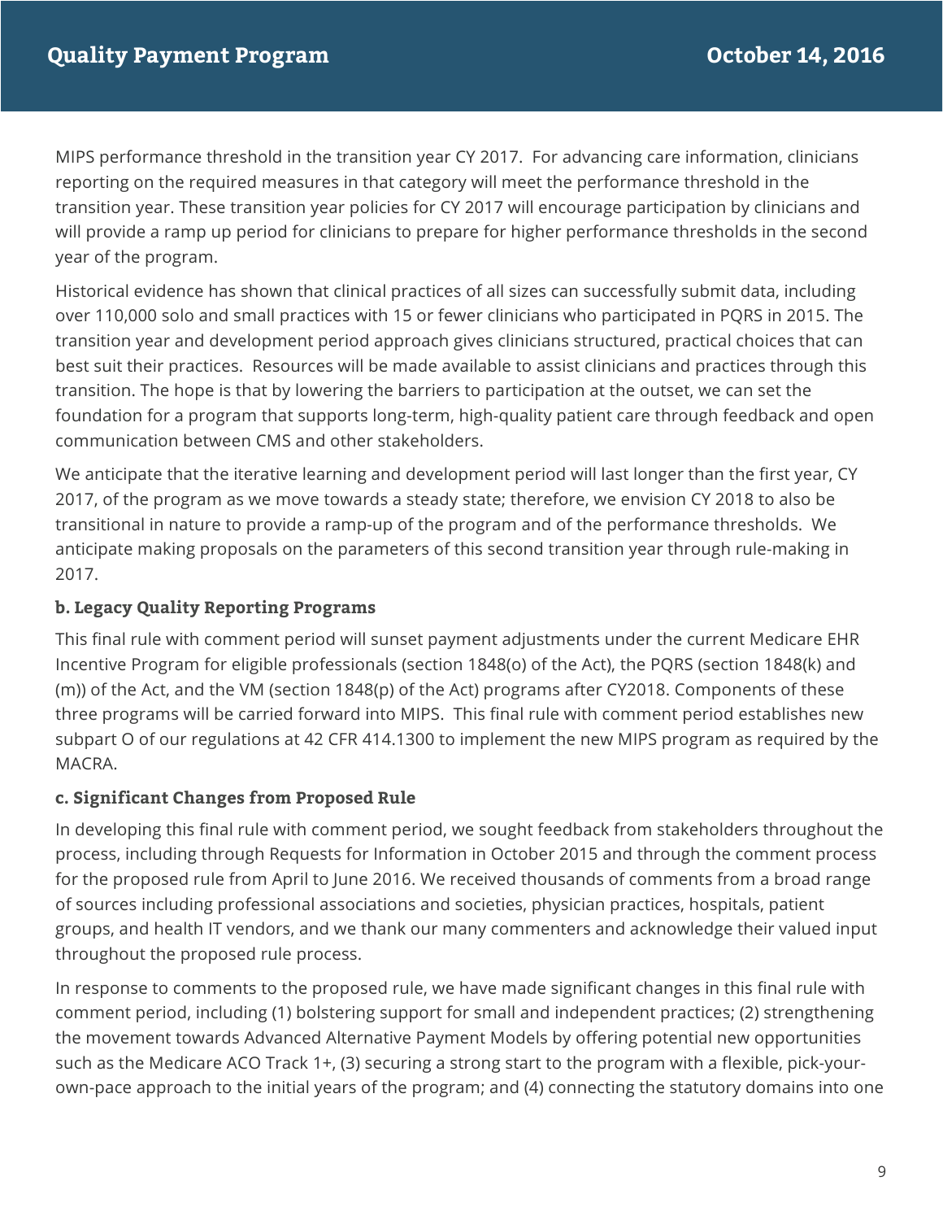MIPS performance threshold in the transition year CY 2017. For advancing care information, clinicians reporting on the required measures in that category will meet the performance threshold in the transition year. These transition year policies for CY 2017 will encourage participation by clinicians and will provide a ramp up period for clinicians to prepare for higher performance thresholds in the second year of the program.

Historical evidence has shown that clinical practices of all sizes can successfully submit data, including over 110,000 solo and small practices with 15 or fewer clinicians who participated in PQRS in 2015. The transition year and development period approach gives clinicians structured, practical choices that can best suit their practices. Resources will be made available to assist clinicians and practices through this transition. The hope is that by lowering the barriers to participation at the outset, we can set the foundation for a program that supports long-term, high-quality patient care through feedback and open communication between CMS and other stakeholders.

We anticipate that the iterative learning and development period will last longer than the first year, CY 2017, of the program as we move towards a steady state; therefore, we envision CY 2018 to also be transitional in nature to provide a ramp-up of the program and of the performance thresholds. We anticipate making proposals on the parameters of this second transition year through rule-making in 2017.

### b. Legacy Quality Reporting Programs

This final rule with comment period will sunset payment adjustments under the current Medicare EHR Incentive Program for eligible professionals (section 1848(o) of the Act), the PQRS (section 1848(k) and (m)) of the Act, and the VM (section 1848(p) of the Act) programs after CY2018. Components of these three programs will be carried forward into MIPS. This final rule with comment period establishes new subpart O of our regulations at 42 CFR 414.1300 to implement the new MIPS program as required by the MACRA.

### c. Significant Changes from Proposed Rule

In developing this final rule with comment period, we sought feedback from stakeholders throughout the process, including through Requests for Information in October 2015 and through the comment process for the proposed rule from April to June 2016. We received thousands of comments from a broad range of sources including professional associations and societies, physician practices, hospitals, patient groups, and health IT vendors, and we thank our many commenters and acknowledge their valued input throughout the proposed rule process.

In response to comments to the proposed rule, we have made significant changes in this final rule with comment period, including (1) bolstering support for small and independent practices; (2) strengthening the movement towards Advanced Alternative Payment Models by offering potential new opportunities such as the Medicare ACO Track 1+, (3) securing a strong start to the program with a flexible, pick-your-own-pace approach to the initial years of the program; and (4) connecting the statutory domains into one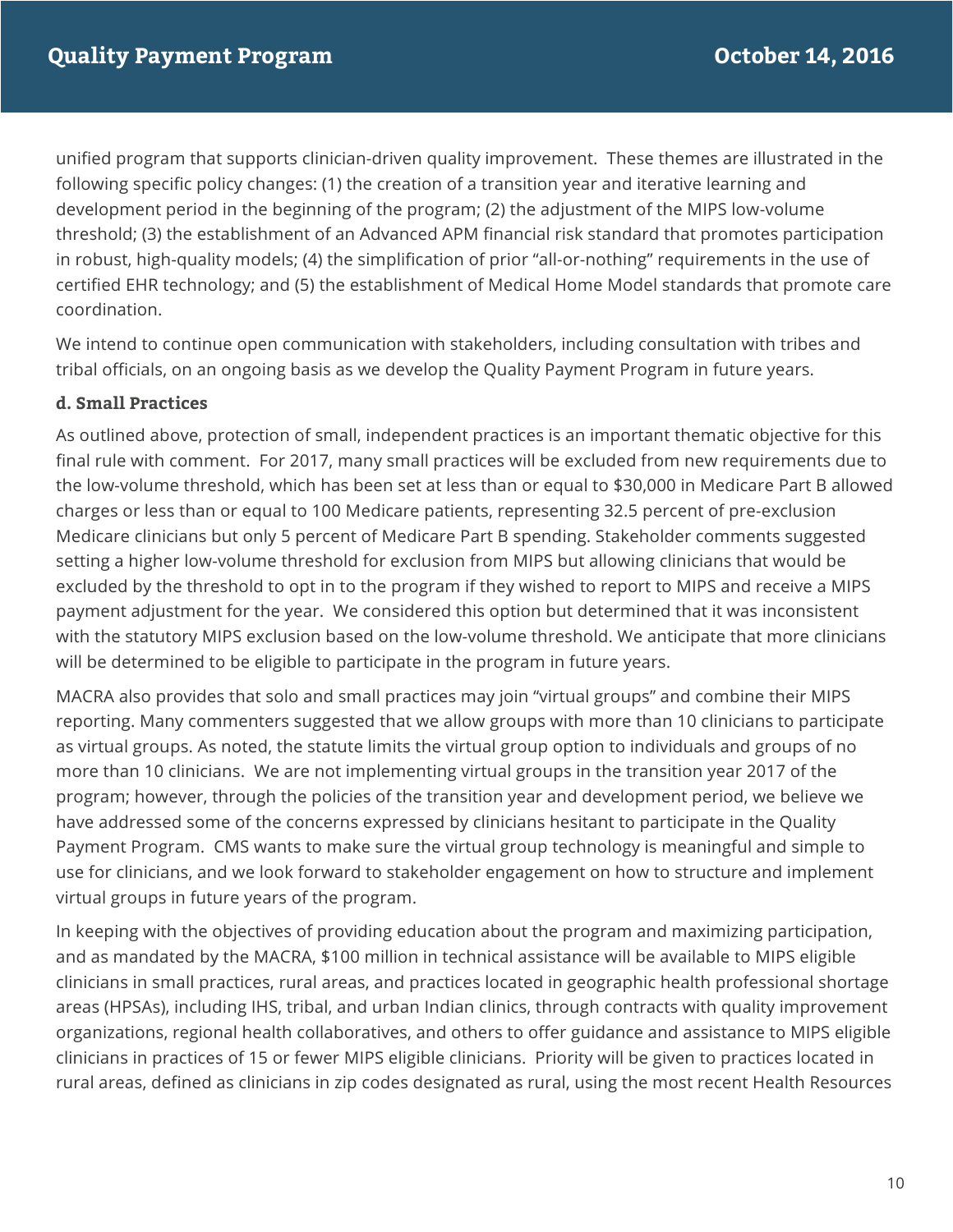unified program that supports clinician-driven quality improvement. These themes are illustrated in the following specific policy changes: (1) the creation of a transition year and iterative learning and development period in the beginning of the program; (2) the adjustment of the MIPS low-volume threshold; (3) the establishment of an Advanced APM financial risk standard that promotes participation in robust, high-quality models; (4) the simplification of prior "all-or-nothing" requirements in the use of certified EHR technology; and (5) the establishment of Medical Home Model standards that promote care coordination.

We intend to continue open communication with stakeholders, including consultation with tribes and tribal officials, on an ongoing basis as we develop the Quality Payment Program in future years.

### d. Small Practices

As outlined above, protection of small, independent practices is an important thematic objective for this final rule with comment. For 2017, many small practices will be excluded from new requirements due to the low-volume threshold, which has been set at less than or equal to $30,000 in Medicare Part B allowed charges or less than or equal to 100 Medicare patients, representing 32.5 percent of pre-exclusion Medicare clinicians but only 5 percent of Medicare Part B spending. Stakeholder comments suggested setting a higher low-volume threshold for exclusion from MIPS but allowing clinicians that would be excluded by the threshold to opt in to the program if they wished to report to MIPS and receive a MIPS payment adjustment for the year. We considered this option but determined that it was inconsistent with the statutory MIPS exclusion based on the low-volume threshold. We anticipate that more clinicians will be determined to be eligible to participate in the program in future years.

MACRA also provides that solo and small practices may join "virtual groups" and combine their MIPS reporting. Many commenters suggested that we allow groups with more than 10 clinicians to participate as virtual groups. As noted, the statute limits the virtual group option to individuals and groups of no more than 10 clinicians. We are not implementing virtual groups in the transition year 2017 of the program; however, through the policies of the transition year and development period, we believe we have addressed some of the concerns expressed by clinicians hesitant to participate in the Quality Payment Program. CMS wants to make sure the virtual group technology is meaningful and simple to use for clinicians, and we look forward to stakeholder engagement on how to structure and implement virtual groups in future years of the program.

In keeping with the objectives of providing education about the program and maximizing participation, and as mandated by the MACRA, $100 million in technical assistance will be available to MIPS eligible clinicians in small practices, rural areas, and practices located in geographic health professional shortage areas (HPSAs), including IHS, tribal, and urban Indian clinics, through contracts with quality improvement organizations, regional health collaboratives, and others to offer guidance and assistance to MIPS eligible clinicians in practices of 15 or fewer MIPS eligible clinicians. Priority will be given to practices located in rural areas, defined as clinicians in zip codes designated as rural, using the most recent Health Resources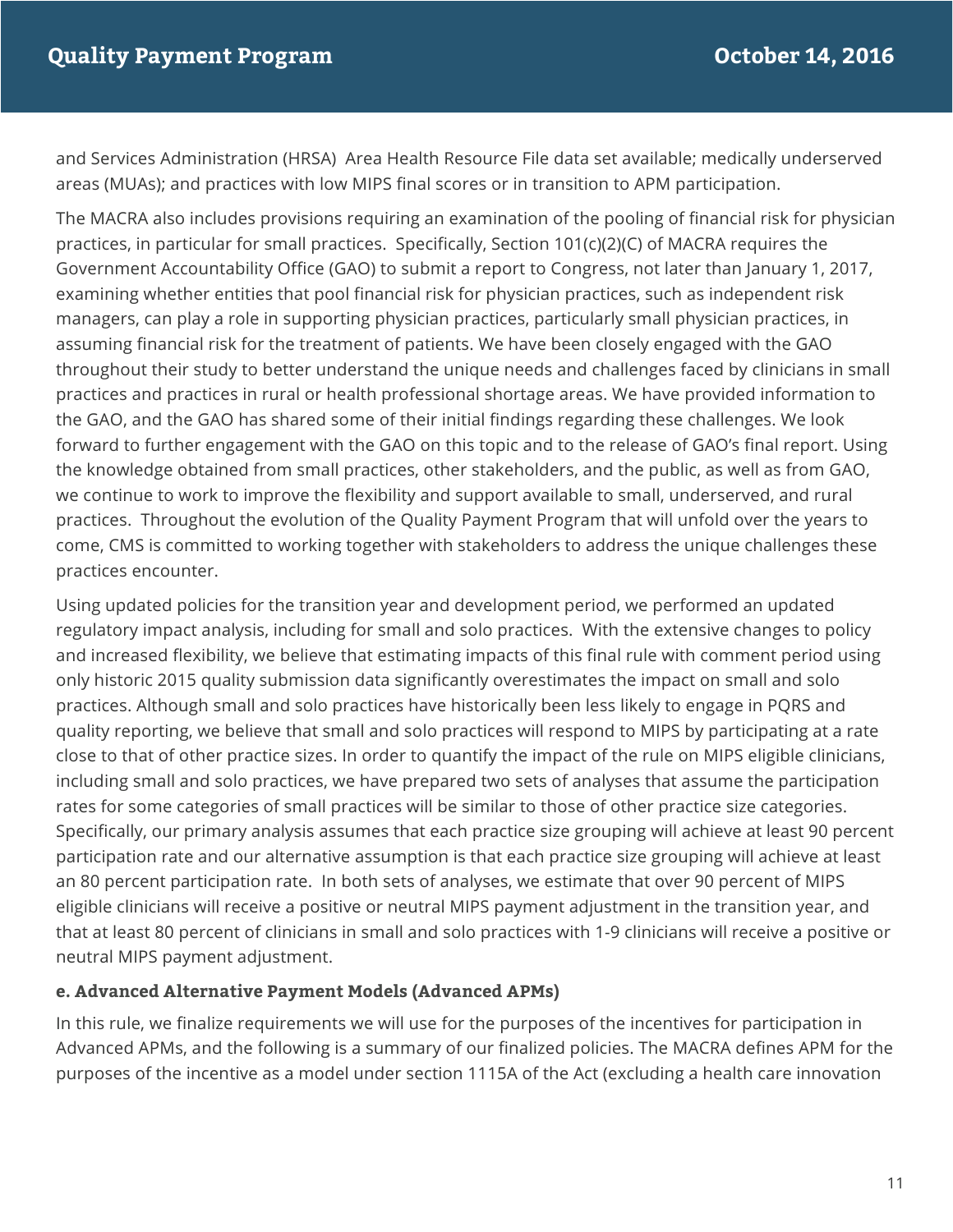and Services Administration (HRSA) Area Health Resource File data set available; medically underserved areas (MUAs); and practices with low MIPS final scores or in transition to APM participation.

The MACRA also includes provisions requiring an examination of the pooling of financial risk for physician practices, in particular for small practices. Specifically, Section 101(c)(2)(C) of MACRA requires the Government Accountability Office (GAO) to submit a report to Congress, not later than January 1, 2017, examining whether entities that pool financial risk for physician practices, such as independent risk managers, can play a role in supporting physician practices, particularly small physician practices, in assuming financial risk for the treatment of patients. We have been closely engaged with the GAO throughout their study to better understand the unique needs and challenges faced by clinicians in small practices and practices in rural or health professional shortage areas. We have provided information to the GAO, and the GAO has shared some of their initial findings regarding these challenges. We look forward to further engagement with the GAO on this topic and to the release of GAO's final report. Using the knowledge obtained from small practices, other stakeholders, and the public, as well as from GAO, we continue to work to improve the flexibility and support available to small, underserved, and rural practices. Throughout the evolution of the Quality Payment Program that will unfold over the years to come, CMS is committed to working together with stakeholders to address the unique challenges these practices encounter.

Using updated policies for the transition year and development period, we performed an updated regulatory impact analysis, including for small and solo practices. With the extensive changes to policy and increased flexibility, we believe that estimating impacts of this final rule with comment period using only historic 2015 quality submission data significantly overestimates the impact on small and solo practices. Although small and solo practices have historically been less likely to engage in PQRS and quality reporting, we believe that small and solo practices will respond to MIPS by participating at a rate close to that of other practice sizes. In order to quantify the impact of the rule on MIPS eligible clinicians, including small and solo practices, we have prepared two sets of analyses that assume the participation rates for some categories of small practices will be similar to those of other practice size categories. Specifically, our primary analysis assumes that each practice size grouping will achieve at least 90 percent participation rate and our alternative assumption is that each practice size grouping will achieve at least an 80 percent participation rate. In both sets of analyses, we estimate that over 90 percent of MIPS eligible clinicians will receive a positive or neutral MIPS payment adjustment in the transition year, and that at least 80 percent of clinicians in small and solo practices with 1-9 clinicians will receive a positive or neutral MIPS payment adjustment.

#### e. Advanced Alternative Payment Models (Advanced APMs)

In this rule, we finalize requirements we will use for the purposes of the incentives for participation in Advanced APMs, and the following is a summary of our finalized policies. The MACRA defines APM for the purposes of the incentive as a model under section 1115A of the Act (excluding a health care innovation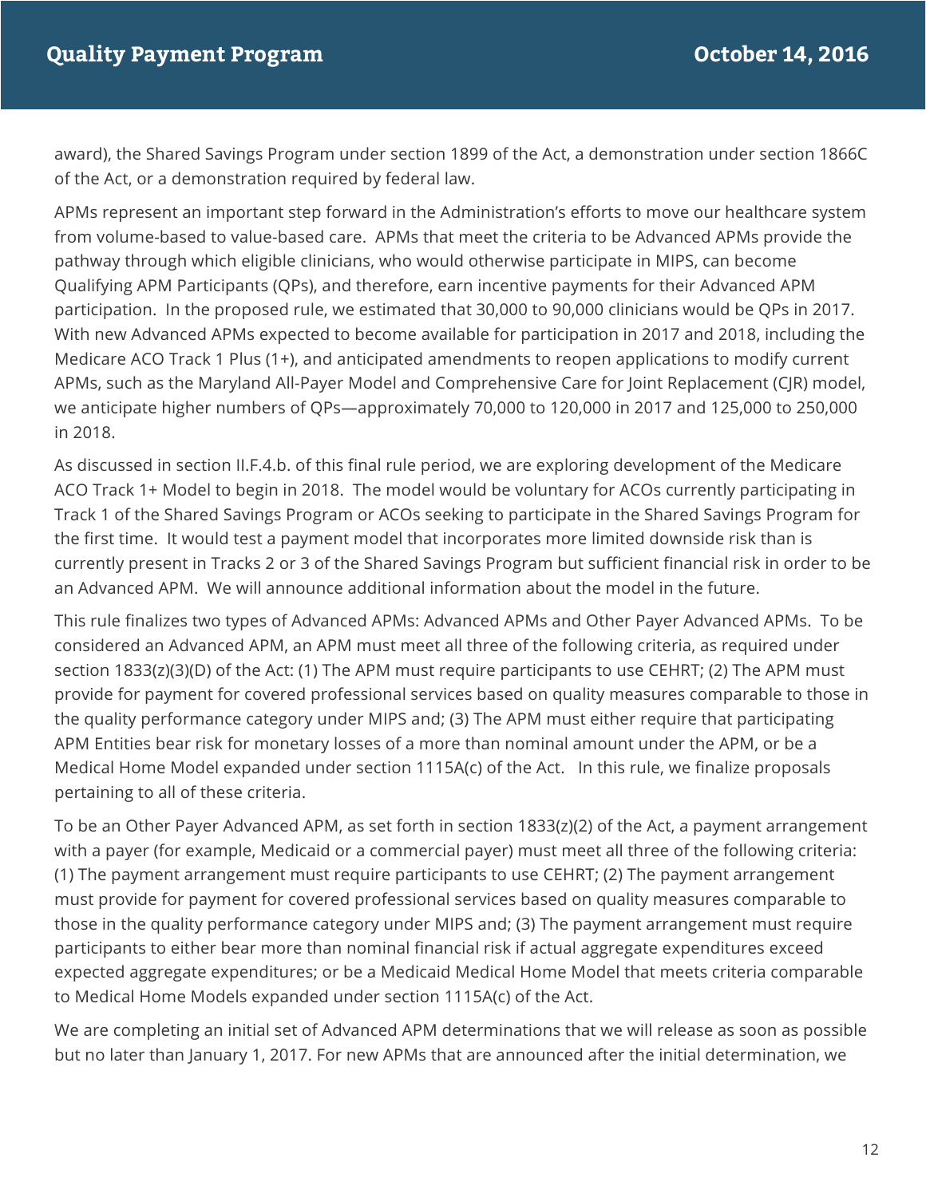award), the Shared Savings Program under section 1899 of the Act, a demonstration under section 1866C of the Act, or a demonstration required by federal law.

APMs represent an important step forward in the Administration's efforts to move our healthcare system from volume-based to value-based care. APMs that meet the criteria to be Advanced APMs provide the pathway through which eligible clinicians, who would otherwise participate in MIPS, can become Qualifying APM Participants (QPs), and therefore, earn incentive payments for their Advanced APM participation. In the proposed rule, we estimated that 30,000 to 90,000 clinicians would be QPs in 2017. With new Advanced APMs expected to become available for participation in 2017 and 2018, including the Medicare ACO Track 1 Plus (1+), and anticipated amendments to reopen applications to modify current APMs, such as the Maryland All-Payer Model and Comprehensive Care for Joint Replacement (CJR) model, we anticipate higher numbers of QPs—approximately 70,000 to 120,000 in 2017 and 125,000 to 250,000 in 2018.

As discussed in section II.F.4.b. of this final rule period, we are exploring development of the Medicare ACO Track 1+ Model to begin in 2018. The model would be voluntary for ACOs currently participating in Track 1 of the Shared Savings Program or ACOs seeking to participate in the Shared Savings Program for the first time. It would test a payment model that incorporates more limited downside risk than is currently present in Tracks 2 or 3 of the Shared Savings Program but sufficient financial risk in order to be an Advanced APM. We will announce additional information about the model in the future.

This rule finalizes two types of Advanced APMs: Advanced APMs and Other Payer Advanced APMs. To be considered an Advanced APM, an APM must meet all three of the following criteria, as required under section 1833(z)(3)(D) of the Act: (1) The APM must require participants to use CEHRT; (2) The APM must provide for payment for covered professional services based on quality measures comparable to those in the quality performance category under MIPS and; (3) The APM must either require that participating APM Entities bear risk for monetary losses of a more than nominal amount under the APM, or be a Medical Home Model expanded under section 1115A(c) of the Act. In this rule, we finalize proposals pertaining to all of these criteria.

To be an Other Payer Advanced APM, as set forth in section 1833(z)(2) of the Act, a payment arrangement with a payer (for example, Medicaid or a commercial payer) must meet all three of the following criteria: (1) The payment arrangement must require participants to use CEHRT; (2) The payment arrangement must provide for payment for covered professional services based on quality measures comparable to those in the quality performance category under MIPS and; (3) The payment arrangement must require participants to either bear more than nominal financial risk if actual aggregate expenditures exceed expected aggregate expenditures; or be a Medicaid Medical Home Model that meets criteria comparable to Medical Home Models expanded under section 1115A(c) of the Act.

We are completing an initial set of Advanced APM determinations that we will release as soon as possible but no later than January 1, 2017. For new APMs that are announced after the initial determination, we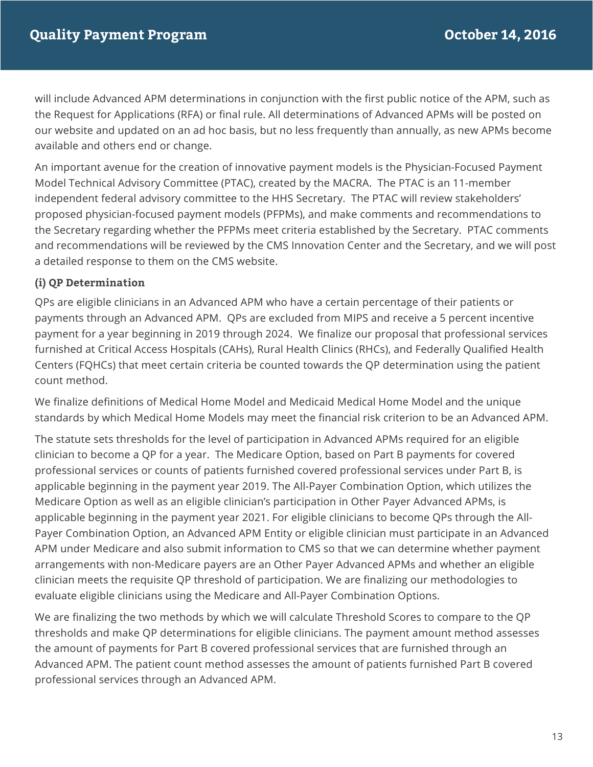will include Advanced APM determinations in conjunction with the first public notice of the APM, such as the Request for Applications (RFA) or final rule. All determinations of Advanced APMs will be posted on our website and updated on an ad hoc basis, but no less frequently than annually, as new APMs become available and others end or change.

An important avenue for the creation of innovative payment models is the Physician-Focused Payment Model Technical Advisory Committee (PTAC), created by the MACRA. The PTAC is an 11-member independent federal advisory committee to the HHS Secretary. The PTAC will review stakeholders' proposed physician-focused payment models (PFPMs), and make comments and recommendations to the Secretary regarding whether the PFPMs meet criteria established by the Secretary. PTAC comments and recommendations will be reviewed by the CMS Innovation Center and the Secretary, and we will post a detailed response to them on the CMS website.

**(i) QP Determination**

QPs are eligible clinicians in an Advanced APM who have a certain percentage of their patients or payments through an Advanced APM. QPs are excluded from MIPS and receive a 5 percent incentive payment for a year beginning in 2019 through 2024. We finalize our proposal that professional services furnished at Critical Access Hospitals (CAHs), Rural Health Clinics (RHCs), and Federally Qualified Health Centers (FQHCs) that meet certain criteria be counted towards the QP determination using the patient count method.

We finalize definitions of Medical Home Model and Medicaid Medical Home Model and the unique standards by which Medical Home Models may meet the financial risk criterion to be an Advanced APM.

The statute sets thresholds for the level of participation in Advanced APMs required for an eligible clinician to become a QP for a year. The Medicare Option, based on Part B payments for covered professional services or counts of patients furnished covered professional services under Part B, is applicable beginning in the payment year 2019. The All-Payer Combination Option, which utilizes the Medicare Option as well as an eligible clinician's participation in Other Payer Advanced APMs, is applicable beginning in the payment year 2021. For eligible clinicians to become QPs through the All-Payer Combination Option, an Advanced APM Entity or eligible clinician must participate in an Advanced APM under Medicare and also submit information to CMS so that we can determine whether payment arrangements with non-Medicare payers are an Other Payer Advanced APMs and whether an eligible clinician meets the requisite QP threshold of participation. We are finalizing our methodologies to evaluate eligible clinicians using the Medicare and All-Payer Combination Options.

We are finalizing the two methods by which we will calculate Threshold Scores to compare to the QP thresholds and make QP determinations for eligible clinicians. The payment amount method assesses the amount of payments for Part B covered professional services that are furnished through an Advanced APM. The patient count method assesses the amount of patients furnished Part B covered professional services through an Advanced APM.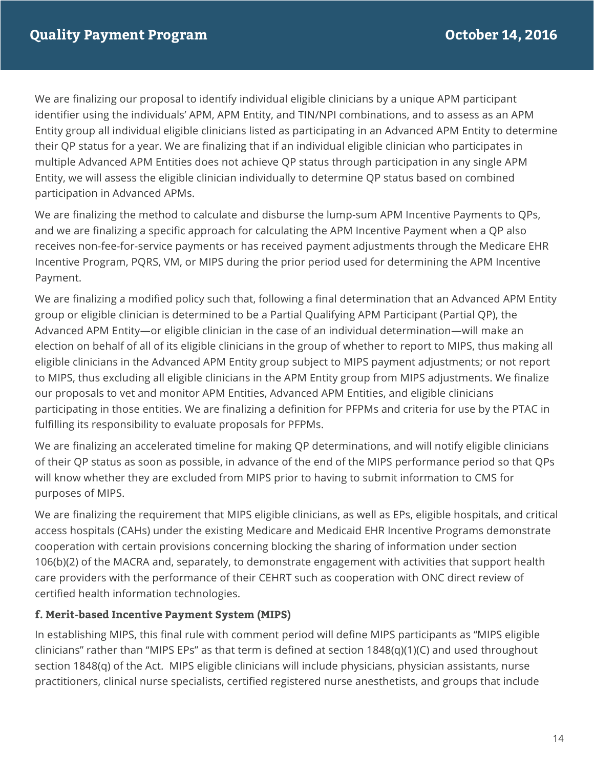We are finalizing our proposal to identify individual eligible clinicians by a unique APM participant identifier using the individuals' APM, APM Entity, and TIN/NPI combinations, and to assess as an APM Entity group all individual eligible clinicians listed as participating in an Advanced APM Entity to determine their QP status for a year. We are finalizing that if an individual eligible clinician who participates in multiple Advanced APM Entities does not achieve QP status through participation in any single APM Entity, we will assess the eligible clinician individually to determine QP status based on combined participation in Advanced APMs.

We are finalizing the method to calculate and disburse the lump-sum APM Incentive Payments to QPs, and we are finalizing a specific approach for calculating the APM Incentive Payment when a QP also receives non-fee-for-service payments or has received payment adjustments through the Medicare EHR Incentive Program, PQRS, VM, or MIPS during the prior period used for determining the APM Incentive Payment.

We are finalizing a modified policy such that, following a final determination that an Advanced APM Entity group or eligible clinician is determined to be a Partial Qualifying APM Participant (Partial QP), the Advanced APM Entity—or eligible clinician in the case of an individual determination—will make an election on behalf of all of its eligible clinicians in the group of whether to report to MIPS, thus making all eligible clinicians in the Advanced APM Entity group subject to MIPS payment adjustments; or not report to MIPS, thus excluding all eligible clinicians in the APM Entity group from MIPS adjustments. We finalize our proposals to vet and monitor APM Entities, Advanced APM Entities, and eligible clinicians participating in those entities. We are finalizing a definition for PFPMs and criteria for use by the PTAC in fulfilling its responsibility to evaluate proposals for PFPMs.

We are finalizing an accelerated timeline for making QP determinations, and will notify eligible clinicians of their QP status as soon as possible, in advance of the end of the MIPS performance period so that QPs will know whether they are excluded from MIPS prior to having to submit information to CMS for purposes of MIPS.

We are finalizing the requirement that MIPS eligible clinicians, as well as EPs, eligible hospitals, and critical access hospitals (CAHs) under the existing Medicare and Medicaid EHR Incentive Programs demonstrate cooperation with certain provisions concerning blocking the sharing of information under section 106(b)(2) of the MACRA and, separately, to demonstrate engagement with activities that support health care providers with the performance of their CEHRT such as cooperation with ONC direct review of certified health information technologies.

#### f. Merit-based Incentive Payment System (MIPS)

In establishing MIPS, this final rule with comment period will define MIPS participants as "MIPS eligible clinicians" rather than "MIPS EPs" as that term is defined at section 1848(q)(1)(C) and used throughout section 1848(q) of the Act. MIPS eligible clinicians will include physicians, physician assistants, nurse practitioners, clinical nurse specialists, certified registered nurse anesthetists, and groups that include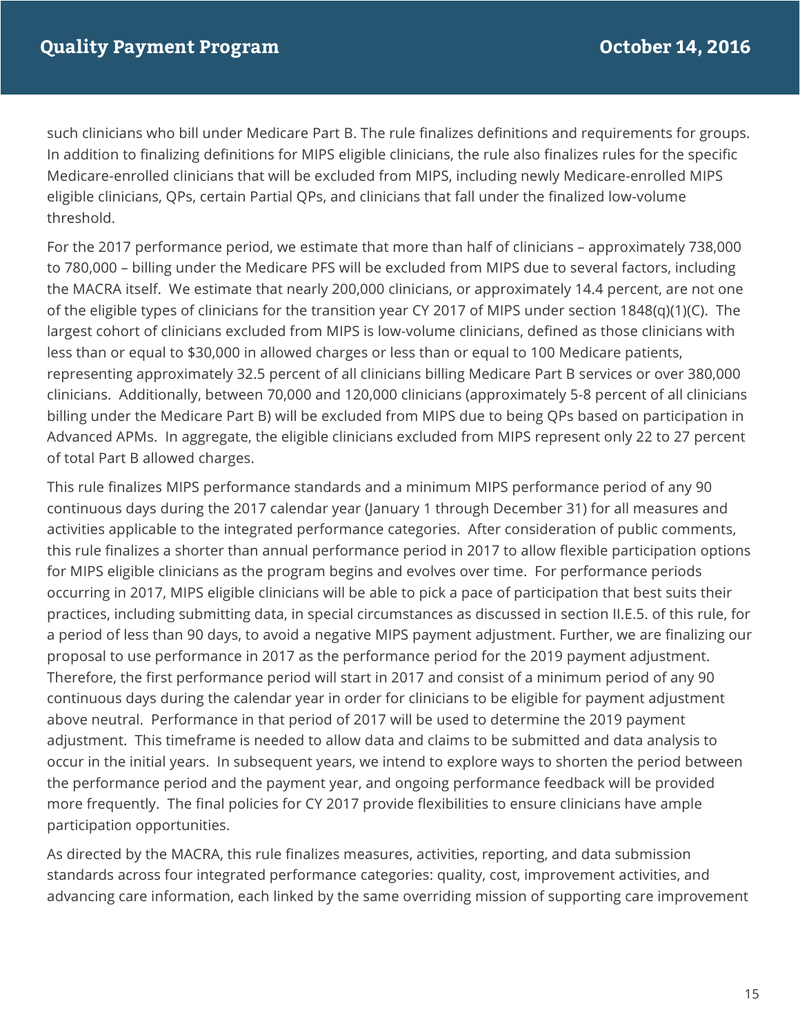such clinicians who bill under Medicare Part B. The rule finalizes definitions and requirements for groups. In addition to finalizing definitions for MIPS eligible clinicians, the rule also finalizes rules for the specific Medicare-enrolled clinicians that will be excluded from MIPS, including newly Medicare-enrolled MIPS eligible clinicians, QPs, certain Partial QPs, and clinicians that fall under the finalized low-volume threshold.

For the 2017 performance period, we estimate that more than half of clinicians – approximately 738,000 to 780,000 – billing under the Medicare PFS will be excluded from MIPS due to several factors, including the MACRA itself. We estimate that nearly 200,000 clinicians, or approximately 14.4 percent, are not one of the eligible types of clinicians for the transition year CY 2017 of MIPS under section 1848(q)(1)(C). The largest cohort of clinicians excluded from MIPS is low-volume clinicians, defined as those clinicians with less than or equal to $30,000 in allowed charges or less than or equal to 100 Medicare patients, representing approximately 32.5 percent of all clinicians billing Medicare Part B services or over 380,000 clinicians. Additionally, between 70,000 and 120,000 clinicians (approximately 5-8 percent of all clinicians billing under the Medicare Part B) will be excluded from MIPS due to being QPs based on participation in Advanced APMs. In aggregate, the eligible clinicians excluded from MIPS represent only 22 to 27 percent of total Part B allowed charges.

This rule finalizes MIPS performance standards and a minimum MIPS performance period of any 90 continuous days during the 2017 calendar year (January 1 through December 31) for all measures and activities applicable to the integrated performance categories. After consideration of public comments, this rule finalizes a shorter than annual performance period in 2017 to allow flexible participation options for MIPS eligible clinicians as the program begins and evolves over time. For performance periods occurring in 2017, MIPS eligible clinicians will be able to pick a pace of participation that best suits their practices, including submitting data, in special circumstances as discussed in section II.E.5. of this rule, for a period of less than 90 days, to avoid a negative MIPS payment adjustment. Further, we are finalizing our proposal to use performance in 2017 as the performance period for the 2019 payment adjustment. Therefore, the first performance period will start in 2017 and consist of a minimum period of any 90 continuous days during the calendar year in order for clinicians to be eligible for payment adjustment above neutral. Performance in that period of 2017 will be used to determine the 2019 payment adjustment. This timeframe is needed to allow data and claims to be submitted and data analysis to occur in the initial years. In subsequent years, we intend to explore ways to shorten the period between the performance period and the payment year, and ongoing performance feedback will be provided more frequently. The final policies for CY 2017 provide flexibilities to ensure clinicians have ample participation opportunities.

As directed by the MACRA, this rule finalizes measures, activities, reporting, and data submission standards across four integrated performance categories: quality, cost, improvement activities, and advancing care information, each linked by the same overriding mission of supporting care improvement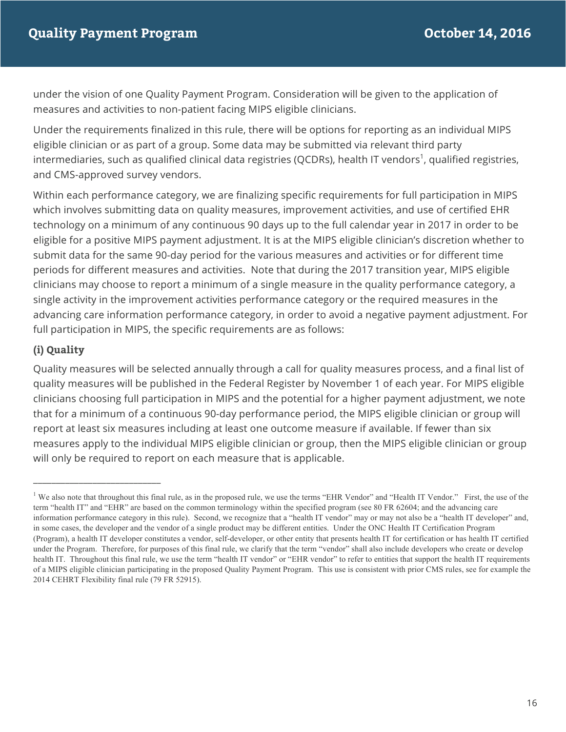under the vision of one Quality Payment Program. Consideration will be given to the application of measures and activities to non-patient facing MIPS eligible clinicians.

Under the requirements finalized in this rule, there will be options for reporting as an individual MIPS eligible clinician or as part of a group. Some data may be submitted via relevant third party intermediaries, such as qualified clinical data registries (QCDRs), health IT vendors[1], qualified registries, and CMS-approved survey vendors.

Within each performance category, we are finalizing specific requirements for full participation in MIPS which involves submitting data on quality measures, improvement activities, and use of certified EHR technology on a minimum of any continuous 90 days up to the full calendar year in 2017 in order to be eligible for a positive MIPS payment adjustment. It is at the MIPS eligible clinician's discretion whether to submit data for the same 90-day period for the various measures and activities or for different time periods for different measures and activities. Note that during the 2017 transition year, MIPS eligible clinicians may choose to report a minimum of a single measure in the quality performance category, a single activity in the improvement activities performance category or the required measures in the advancing care information performance category, in order to avoid a negative payment adjustment. For full participation in MIPS, the specific requirements are as follows:

### (i) Quality

Quality measures will be selected annually through a call for quality measures process, and a final list of quality measures will be published in the Federal Register by November 1 of each year. For MIPS eligible clinicians choosing full participation in MIPS and the potential for a higher payment adjustment, we note that for a minimum of a continuous 90-day performance period, the MIPS eligible clinician or group will report at least six measures including at least one outcome measure if available. If fewer than six measures apply to the individual MIPS eligible clinician or group, then the MIPS eligible clinician or group will only be required to report on each measure that is applicable.

---

[1] We also note that throughout this final rule, as in the proposed rule, we use the terms "EHR Vendor" and "Health IT Vendor." First, the use of the term "health IT" and "EHR" are based on the common terminology within the specified program (see 80 FR 62604; and the advancing care information performance category in this rule). Second, we recognize that a "health IT vendor" may or may not also be a "health IT developer" and, in some cases, the developer and the vendor of a single product may be different entities. Under the ONC Health IT Certification Program (Program), a health IT developer constitutes a vendor, self-developer, or other entity that presents health IT for certification or has health IT certified under the Program. Therefore, for purposes of this final rule, we clarify that the term "vendor" shall also include developers who create or develop health IT. Throughout this final rule, we use the term "health IT vendor" or "EHR vendor" to refer to entities that support the health IT requirements of a MIPS eligible clinician participating in the proposed Quality Payment Program. This use is consistent with prior CMS rules, see for example the 2014 CEHRT Flexibility final rule (79 FR 52915).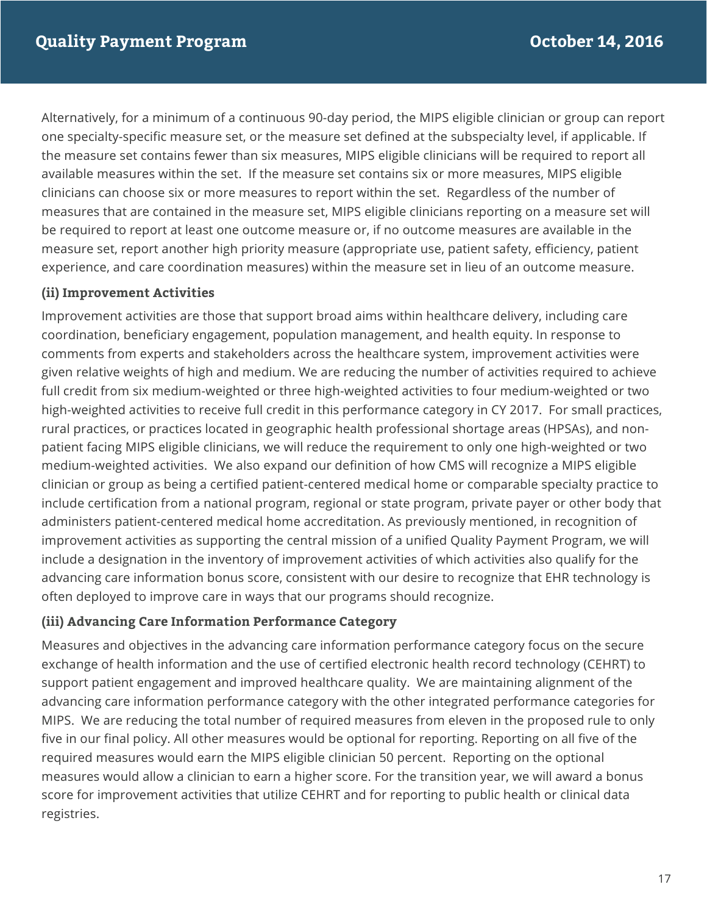Alternatively, for a minimum of a continuous 90-day period, the MIPS eligible clinician or group can report one specialty-specific measure set, or the measure set defined at the subspecialty level, if applicable. If the measure set contains fewer than six measures, MIPS eligible clinicians will be required to report all available measures within the set. If the measure set contains six or more measures, MIPS eligible clinicians can choose six or more measures to report within the set. Regardless of the number of measures that are contained in the measure set, MIPS eligible clinicians reporting on a measure set will be required to report at least one outcome measure or, if no outcome measures are available in the measure set, report another high priority measure (appropriate use, patient safety, efficiency, patient experience, and care coordination measures) within the measure set in lieu of an outcome measure.

#### (ii) Improvement Activities

Improvement activities are those that support broad aims within healthcare delivery, including care coordination, beneficiary engagement, population management, and health equity. In response to comments from experts and stakeholders across the healthcare system, improvement activities were given relative weights of high and medium. We are reducing the number of activities required to achieve full credit from six medium-weighted or three high-weighted activities to four medium-weighted or two high-weighted activities to receive full credit in this performance category in CY 2017. For small practices, rural practices, or practices located in geographic health professional shortage areas (HPSAs), and non-patient facing MIPS eligible clinicians, we will reduce the requirement to only one high-weighted or two medium-weighted activities. We also expand our definition of how CMS will recognize a MIPS eligible clinician or group as being a certified patient-centered medical home or comparable specialty practice to include certification from a national program, regional or state program, private payer or other body that administers patient-centered medical home accreditation. As previously mentioned, in recognition of improvement activities as supporting the central mission of a unified Quality Payment Program, we will include a designation in the inventory of improvement activities of which activities also qualify for the advancing care information bonus score, consistent with our desire to recognize that EHR technology is often deployed to improve care in ways that our programs should recognize.

#### (iii) Advancing Care Information Performance Category

Measures and objectives in the advancing care information performance category focus on the secure exchange of health information and the use of certified electronic health record technology (CEHRT) to support patient engagement and improved healthcare quality. We are maintaining alignment of the advancing care information performance category with the other integrated performance categories for MIPS. We are reducing the total number of required measures from eleven in the proposed rule to only five in our final policy. All other measures would be optional for reporting. Reporting on all five of the required measures would earn the MIPS eligible clinician 50 percent. Reporting on the optional measures would allow a clinician to earn a higher score. For the transition year, we will award a bonus score for improvement activities that utilize CEHRT and for reporting to public health or clinical data registries.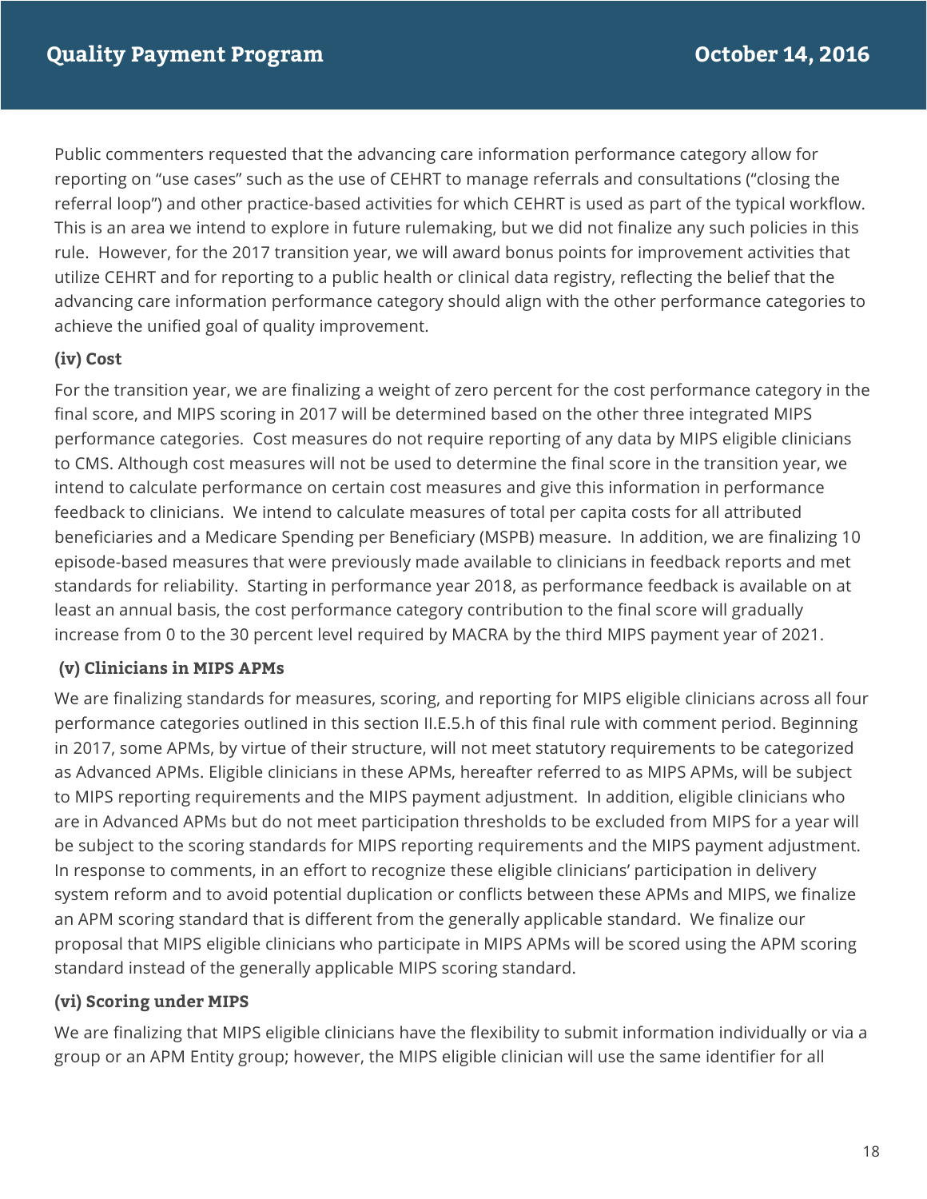Public commenters requested that the advancing care information performance category allow for reporting on "use cases" such as the use of CEHRT to manage referrals and consultations ("closing the referral loop") and other practice-based activities for which CEHRT is used as part of the typical workflow. This is an area we intend to explore in future rulemaking, but we did not finalize any such policies in this rule. However, for the 2017 transition year, we will award bonus points for improvement activities that utilize CEHRT and for reporting to a public health or clinical data registry, reflecting the belief that the advancing care information performance category should align with the other performance categories to achieve the unified goal of quality improvement.

### (iv) Cost

For the transition year, we are finalizing a weight of zero percent for the cost performance category in the final score, and MIPS scoring in 2017 will be determined based on the other three integrated MIPS performance categories. Cost measures do not require reporting of any data by MIPS eligible clinicians to CMS. Although cost measures will not be used to determine the final score in the transition year, we intend to calculate performance on certain cost measures and give this information in performance feedback to clinicians. We intend to calculate measures of total per capita costs for all attributed beneficiaries and a Medicare Spending per Beneficiary (MSPB) measure. In addition, we are finalizing 10 episode-based measures that were previously made available to clinicians in feedback reports and met standards for reliability. Starting in performance year 2018, as performance feedback is available on at least an annual basis, the cost performance category contribution to the final score will gradually increase from 0 to the 30 percent level required by MACRA by the third MIPS payment year of 2021.

### (v) Clinicians in MIPS APMs

We are finalizing standards for measures, scoring, and reporting for MIPS eligible clinicians across all four performance categories outlined in this section II.E.5.h of this final rule with comment period. Beginning in 2017, some APMs, by virtue of their structure, will not meet statutory requirements to be categorized as Advanced APMs. Eligible clinicians in these APMs, hereafter referred to as MIPS APMs, will be subject to MIPS reporting requirements and the MIPS payment adjustment. In addition, eligible clinicians who are in Advanced APMs but do not meet participation thresholds to be excluded from MIPS for a year will be subject to the scoring standards for MIPS reporting requirements and the MIPS payment adjustment. In response to comments, in an effort to recognize these eligible clinicians' participation in delivery system reform and to avoid potential duplication or conflicts between these APMs and MIPS, we finalize an APM scoring standard that is different from the generally applicable standard. We finalize our proposal that MIPS eligible clinicians who participate in MIPS APMs will be scored using the APM scoring standard instead of the generally applicable MIPS scoring standard.

### (vi) Scoring under MIPS

We are finalizing that MIPS eligible clinicians have the flexibility to submit information individually or via a group or an APM Entity group; however, the MIPS eligible clinician will use the same identifier for all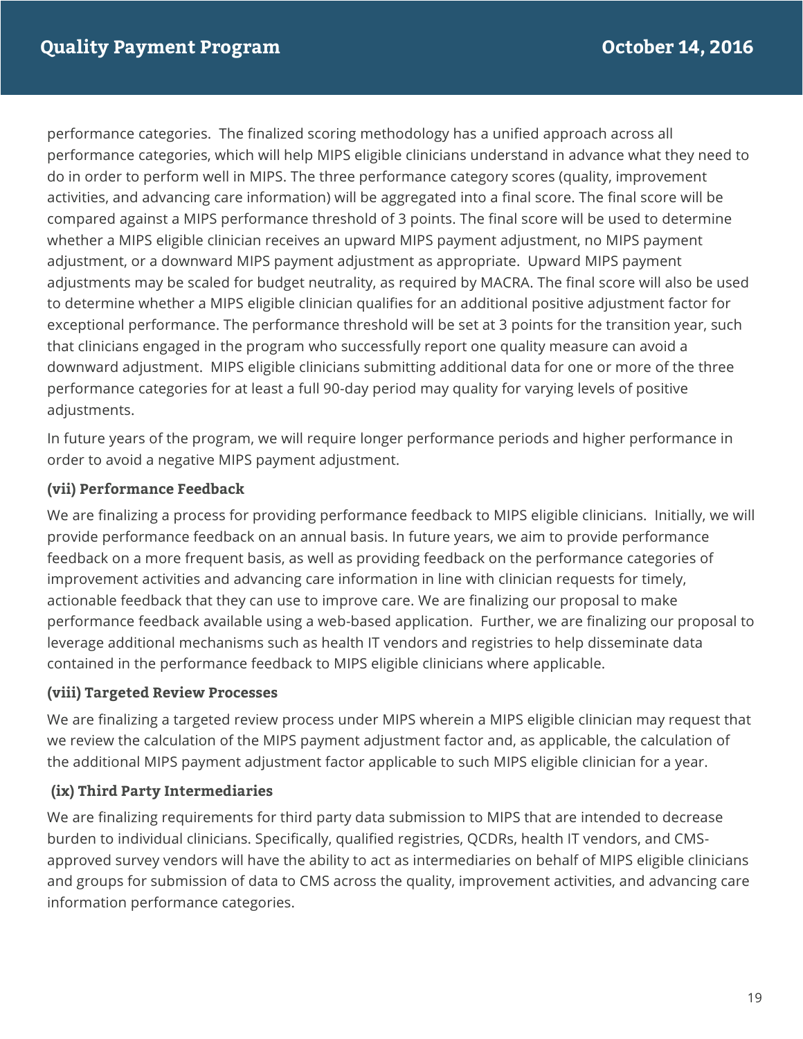performance categories.  The finalized scoring methodology has a unified approach across all performance categories, which will help MIPS eligible clinicians understand in advance what they need to do in order to perform well in MIPS. The three performance category scores (quality, improvement activities, and advancing care information) will be aggregated into a final score. The final score will be compared against a MIPS performance threshold of 3 points. The final score will be used to determine whether a MIPS eligible clinician receives an upward MIPS payment adjustment, no MIPS payment adjustment, or a downward MIPS payment adjustment as appropriate.  Upward MIPS payment adjustments may be scaled for budget neutrality, as required by MACRA. The final score will also be used to determine whether a MIPS eligible clinician qualifies for an additional positive adjustment factor for exceptional performance. The performance threshold will be set at 3 points for the transition year, such that clinicians engaged in the program who successfully report one quality measure can avoid a downward adjustment.  MIPS eligible clinicians submitting additional data for one or more of the three performance categories for at least a full 90-day period may quality for varying levels of positive adjustments.

In future years of the program, we will require longer performance periods and higher performance in order to avoid a negative MIPS payment adjustment.

### (vii) Performance Feedback

We are finalizing a process for providing performance feedback to MIPS eligible clinicians.  Initially, we will provide performance feedback on an annual basis. In future years, we aim to provide performance feedback on a more frequent basis, as well as providing feedback on the performance categories of improvement activities and advancing care information in line with clinician requests for timely, actionable feedback that they can use to improve care. We are finalizing our proposal to make performance feedback available using a web-based application.  Further, we are finalizing our proposal to leverage additional mechanisms such as health IT vendors and registries to help disseminate data contained in the performance feedback to MIPS eligible clinicians where applicable.

### (viii) Targeted Review Processes

We are finalizing a targeted review process under MIPS wherein a MIPS eligible clinician may request that we review the calculation of the MIPS payment adjustment factor and, as applicable, the calculation of the additional MIPS payment adjustment factor applicable to such MIPS eligible clinician for a year.

### (ix) Third Party Intermediaries

We are finalizing requirements for third party data submission to MIPS that are intended to decrease burden to individual clinicians. Specifically, qualified registries, QCDRs, health IT vendors, and CMS-approved survey vendors will have the ability to act as intermediaries on behalf of MIPS eligible clinicians and groups for submission of data to CMS across the quality, improvement activities, and advancing care information performance categories.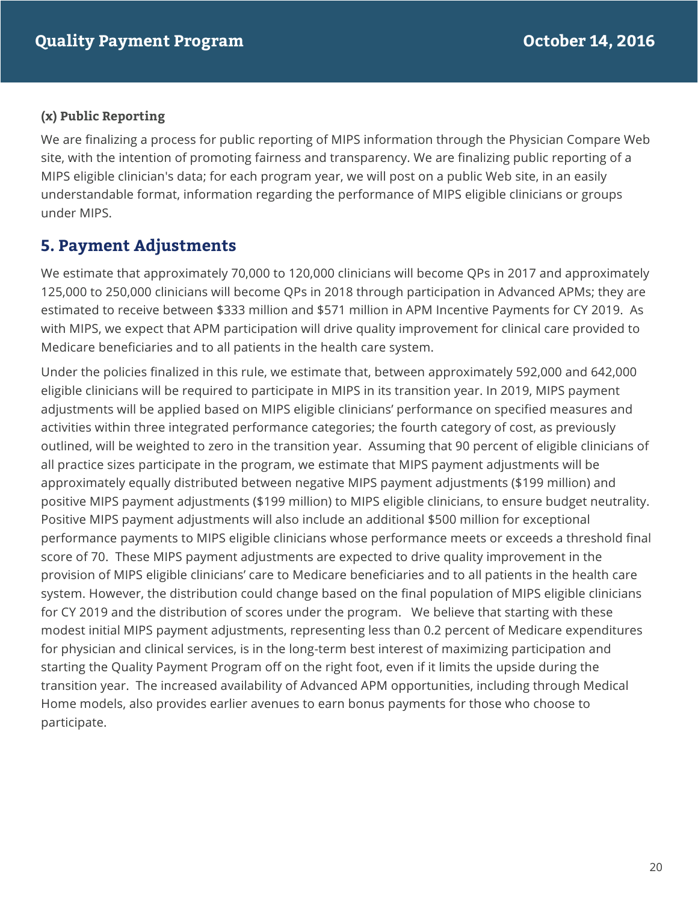#### (x) Public Reporting

We are finalizing a process for public reporting of MIPS information through the Physician Compare Web site, with the intention of promoting fairness and transparency. We are finalizing public reporting of a MIPS eligible clinician's data; for each program year, we will post on a public Web site, in an easily understandable format, information regarding the performance of MIPS eligible clinicians or groups under MIPS.

## 5. Payment Adjustments

We estimate that approximately 70,000 to 120,000 clinicians will become QPs in 2017 and approximately 125,000 to 250,000 clinicians will become QPs in 2018 through participation in Advanced APMs; they are estimated to receive between $333 million and $571 million in APM Incentive Payments for CY 2019. As with MIPS, we expect that APM participation will drive quality improvement for clinical care provided to Medicare beneficiaries and to all patients in the health care system.

Under the policies finalized in this rule, we estimate that, between approximately 592,000 and 642,000 eligible clinicians will be required to participate in MIPS in its transition year. In 2019, MIPS payment adjustments will be applied based on MIPS eligible clinicians' performance on specified measures and activities within three integrated performance categories; the fourth category of cost, as previously outlined, will be weighted to zero in the transition year. Assuming that 90 percent of eligible clinicians of all practice sizes participate in the program, we estimate that MIPS payment adjustments will be approximately equally distributed between negative MIPS payment adjustments ($199 million) and positive MIPS payment adjustments ($199 million) to MIPS eligible clinicians, to ensure budget neutrality. Positive MIPS payment adjustments will also include an additional $500 million for exceptional performance payments to MIPS eligible clinicians whose performance meets or exceeds a threshold final score of 70. These MIPS payment adjustments are expected to drive quality improvement in the provision of MIPS eligible clinicians' care to Medicare beneficiaries and to all patients in the health care system. However, the distribution could change based on the final population of MIPS eligible clinicians for CY 2019 and the distribution of scores under the program. We believe that starting with these modest initial MIPS payment adjustments, representing less than 0.2 percent of Medicare expenditures for physician and clinical services, is in the long-term best interest of maximizing participation and starting the Quality Payment Program off on the right foot, even if it limits the upside during the transition year. The increased availability of Advanced APM opportunities, including through Medical Home models, also provides earlier avenues to earn bonus payments for those who choose to participate.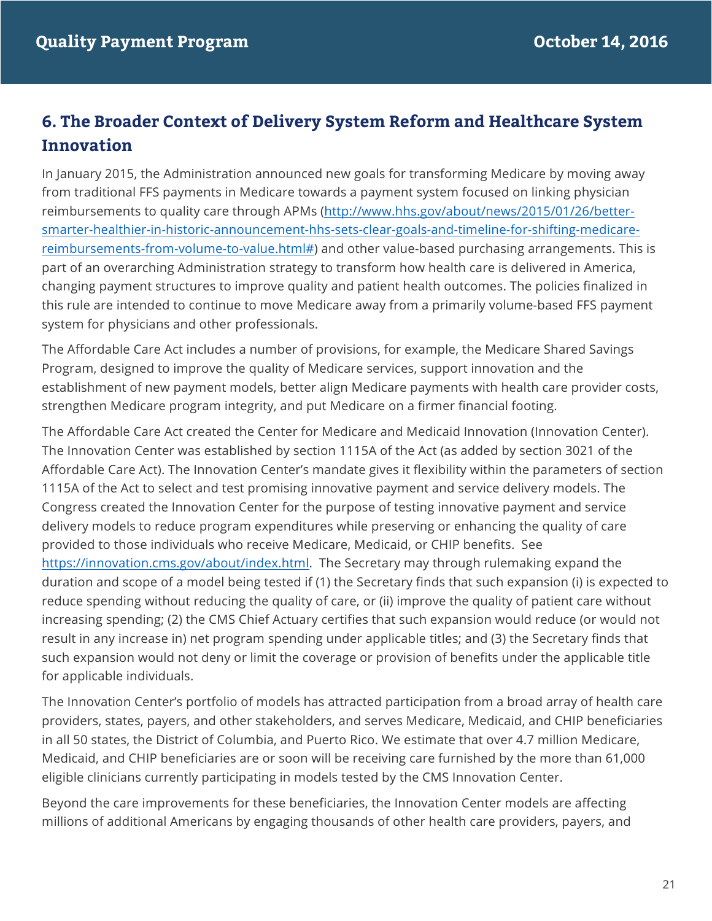## 6. The Broader Context of Delivery System Reform and Healthcare System Innovation

In January 2015, the Administration announced new goals for transforming Medicare by moving away from traditional FFS payments in Medicare towards a payment system focused on linking physician reimbursements to quality care through APMs ([http://www.hhs.gov/about/news/2015/01/26/better-smarter-healthier-in-historic-announcement-hhs-sets-clear-goals-and-timeline-for-shifting-medicare-reimbursements-from-volume-to-value.html#](http://www.hhs.gov/about/news/2015/01/26/better-smarter-healthier-in-historic-announcement-hhs-sets-clear-goals-and-timeline-for-shifting-medicare-reimbursements-from-volume-to-value.html#)) and other value-based purchasing arrangements. This is part of an overarching Administration strategy to transform how health care is delivered in America, changing payment structures to improve quality and patient health outcomes. The policies finalized in this rule are intended to continue to move Medicare away from a primarily volume-based FFS payment system for physicians and other professionals.

The Affordable Care Act includes a number of provisions, for example, the Medicare Shared Savings Program, designed to improve the quality of Medicare services, support innovation and the establishment of new payment models, better align Medicare payments with health care provider costs, strengthen Medicare program integrity, and put Medicare on a firmer financial footing.

The Affordable Care Act created the Center for Medicare and Medicaid Innovation (Innovation Center). The Innovation Center was established by section 1115A of the Act (as added by section 3021 of the Affordable Care Act). The Innovation Center's mandate gives it flexibility within the parameters of section 1115A of the Act to select and test promising innovative payment and service delivery models. The Congress created the Innovation Center for the purpose of testing innovative payment and service delivery models to reduce program expenditures while preserving or enhancing the quality of care provided to those individuals who receive Medicare, Medicaid, or CHIP benefits. See [https://innovation.cms.gov/about/index.html](https://innovation.cms.gov/about/index.html). The Secretary may through rulemaking expand the duration and scope of a model being tested if (1) the Secretary finds that such expansion (i) is expected to reduce spending without reducing the quality of care, or (ii) improve the quality of patient care without increasing spending; (2) the CMS Chief Actuary certifies that such expansion would reduce (or would not result in any increase in) net program spending under applicable titles; and (3) the Secretary finds that such expansion would not deny or limit the coverage or provision of benefits under the applicable title for applicable individuals.

The Innovation Center's portfolio of models has attracted participation from a broad array of health care providers, states, payers, and other stakeholders, and serves Medicare, Medicaid, and CHIP beneficiaries in all 50 states, the District of Columbia, and Puerto Rico. We estimate that over 4.7 million Medicare, Medicaid, and CHIP beneficiaries are or soon will be receiving care furnished by the more than 61,000 eligible clinicians currently participating in models tested by the CMS Innovation Center.

Beyond the care improvements for these beneficiaries, the Innovation Center models are affecting millions of additional Americans by engaging thousands of other health care providers, payers, and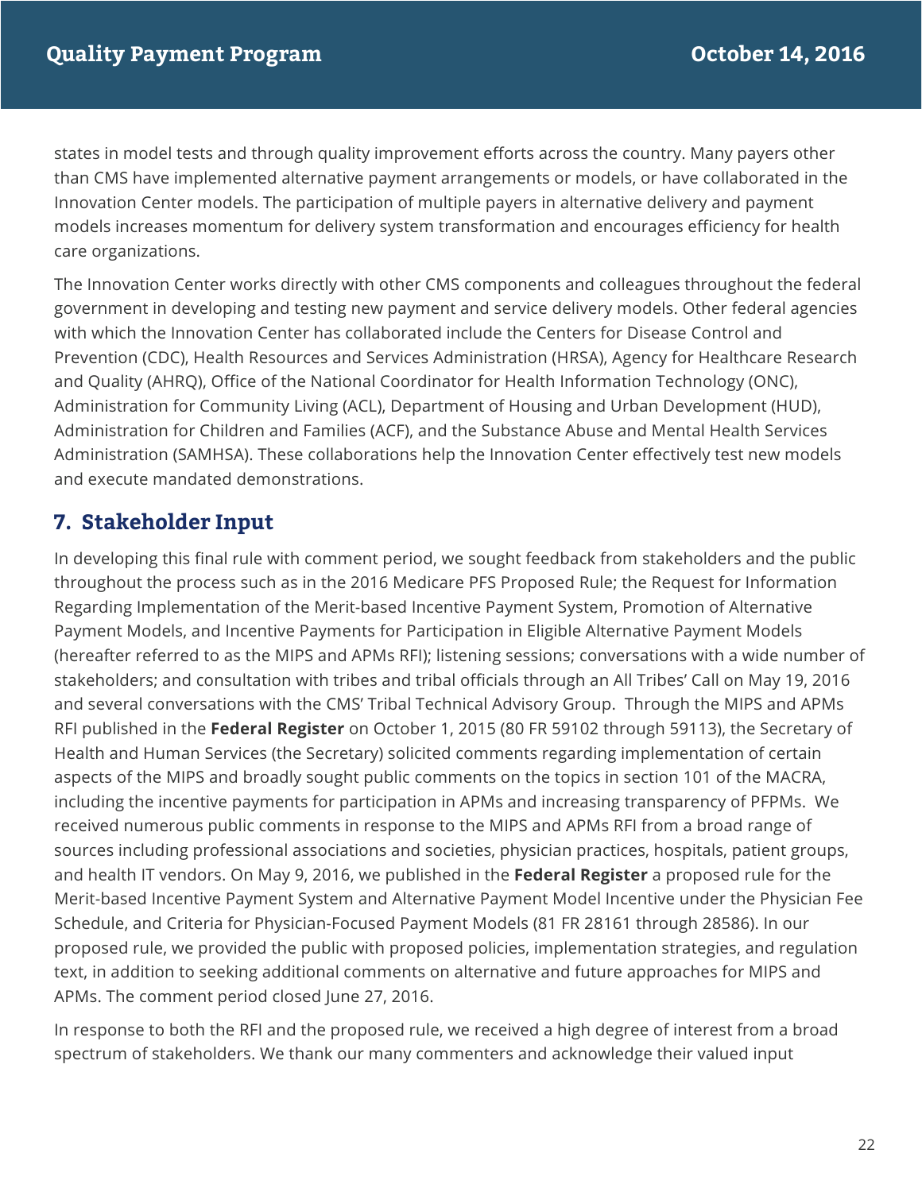states in model tests and through quality improvement efforts across the country. Many payers other than CMS have implemented alternative payment arrangements or models, or have collaborated in the Innovation Center models. The participation of multiple payers in alternative delivery and payment models increases momentum for delivery system transformation and encourages efficiency for health care organizations.

The Innovation Center works directly with other CMS components and colleagues throughout the federal government in developing and testing new payment and service delivery models. Other federal agencies with which the Innovation Center has collaborated include the Centers for Disease Control and Prevention (CDC), Health Resources and Services Administration (HRSA), Agency for Healthcare Research and Quality (AHRQ), Office of the National Coordinator for Health Information Technology (ONC), Administration for Community Living (ACL), Department of Housing and Urban Development (HUD), Administration for Children and Families (ACF), and the Substance Abuse and Mental Health Services Administration (SAMHSA). These collaborations help the Innovation Center effectively test new models and execute mandated demonstrations.

## 7. Stakeholder Input

In developing this final rule with comment period, we sought feedback from stakeholders and the public throughout the process such as in the 2016 Medicare PFS Proposed Rule; the Request for Information Regarding Implementation of the Merit-based Incentive Payment System, Promotion of Alternative Payment Models, and Incentive Payments for Participation in Eligible Alternative Payment Models (hereafter referred to as the MIPS and APMs RFI); listening sessions; conversations with a wide number of stakeholders; and consultation with tribes and tribal officials through an All Tribes' Call on May 19, 2016 and several conversations with the CMS' Tribal Technical Advisory Group. Through the MIPS and APMs RFI published in the **Federal Register** on October 1, 2015 (80 FR 59102 through 59113), the Secretary of Health and Human Services (the Secretary) solicited comments regarding implementation of certain aspects of the MIPS and broadly sought public comments on the topics in section 101 of the MACRA, including the incentive payments for participation in APMs and increasing transparency of PFPMs. We received numerous public comments in response to the MIPS and APMs RFI from a broad range of sources including professional associations and societies, physician practices, hospitals, patient groups, and health IT vendors. On May 9, 2016, we published in the **Federal Register** a proposed rule for the Merit-based Incentive Payment System and Alternative Payment Model Incentive under the Physician Fee Schedule, and Criteria for Physician-Focused Payment Models (81 FR 28161 through 28586). In our proposed rule, we provided the public with proposed policies, implementation strategies, and regulation text, in addition to seeking additional comments on alternative and future approaches for MIPS and APMs. The comment period closed June 27, 2016.

In response to both the RFI and the proposed rule, we received a high degree of interest from a broad spectrum of stakeholders. We thank our many commenters and acknowledge their valued input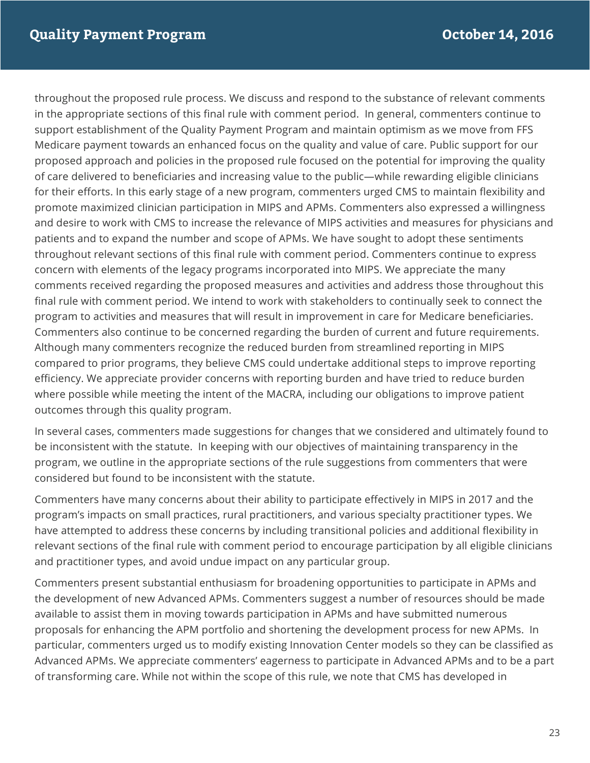throughout the proposed rule process. We discuss and respond to the substance of relevant comments in the appropriate sections of this final rule with comment period. In general, commenters continue to support establishment of the Quality Payment Program and maintain optimism as we move from FFS Medicare payment towards an enhanced focus on the quality and value of care. Public support for our proposed approach and policies in the proposed rule focused on the potential for improving the quality of care delivered to beneficiaries and increasing value to the public—while rewarding eligible clinicians for their efforts. In this early stage of a new program, commenters urged CMS to maintain flexibility and promote maximized clinician participation in MIPS and APMs. Commenters also expressed a willingness and desire to work with CMS to increase the relevance of MIPS activities and measures for physicians and patients and to expand the number and scope of APMs. We have sought to adopt these sentiments throughout relevant sections of this final rule with comment period. Commenters continue to express concern with elements of the legacy programs incorporated into MIPS. We appreciate the many comments received regarding the proposed measures and activities and address those throughout this final rule with comment period. We intend to work with stakeholders to continually seek to connect the program to activities and measures that will result in improvement in care for Medicare beneficiaries. Commenters also continue to be concerned regarding the burden of current and future requirements. Although many commenters recognize the reduced burden from streamlined reporting in MIPS compared to prior programs, they believe CMS could undertake additional steps to improve reporting efficiency. We appreciate provider concerns with reporting burden and have tried to reduce burden where possible while meeting the intent of the MACRA, including our obligations to improve patient outcomes through this quality program.

In several cases, commenters made suggestions for changes that we considered and ultimately found to be inconsistent with the statute. In keeping with our objectives of maintaining transparency in the program, we outline in the appropriate sections of the rule suggestions from commenters that were considered but found to be inconsistent with the statute.

Commenters have many concerns about their ability to participate effectively in MIPS in 2017 and the program's impacts on small practices, rural practitioners, and various specialty practitioner types. We have attempted to address these concerns by including transitional policies and additional flexibility in relevant sections of the final rule with comment period to encourage participation by all eligible clinicians and practitioner types, and avoid undue impact on any particular group.

Commenters present substantial enthusiasm for broadening opportunities to participate in APMs and the development of new Advanced APMs. Commenters suggest a number of resources should be made available to assist them in moving towards participation in APMs and have submitted numerous proposals for enhancing the APM portfolio and shortening the development process for new APMs. In particular, commenters urged us to modify existing Innovation Center models so they can be classified as Advanced APMs. We appreciate commenters' eagerness to participate in Advanced APMs and to be a part of transforming care. While not within the scope of this rule, we note that CMS has developed in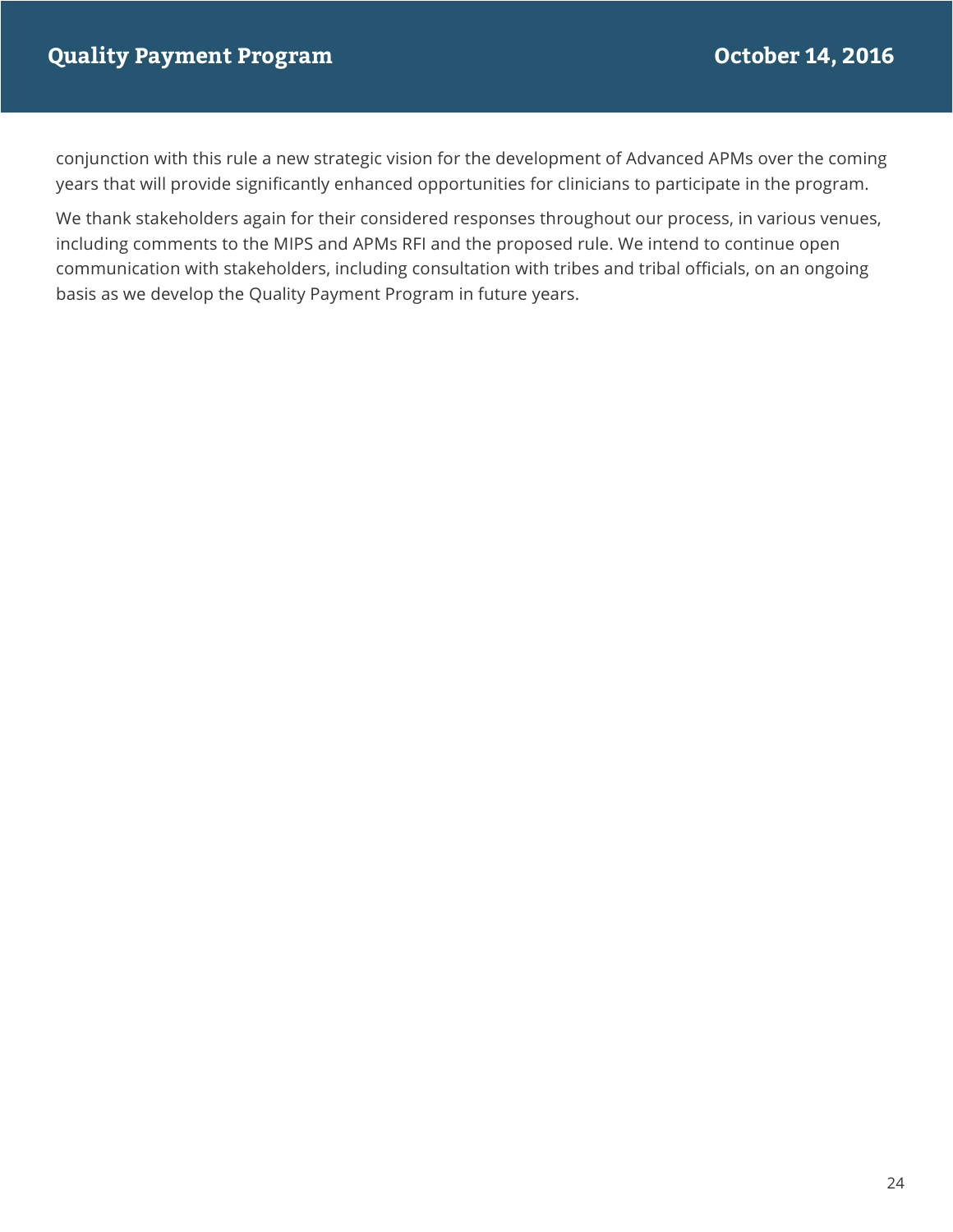conjunction with this rule a new strategic vision for the development of Advanced APMs over the coming years that will provide significantly enhanced opportunities for clinicians to participate in the program.

We thank stakeholders again for their considered responses throughout our process, in various venues, including comments to the MIPS and APMs RFI and the proposed rule. We intend to continue open communication with stakeholders, including consultation with tribes and tribal officials, on an ongoing basis as we develop the Quality Payment Program in future years.